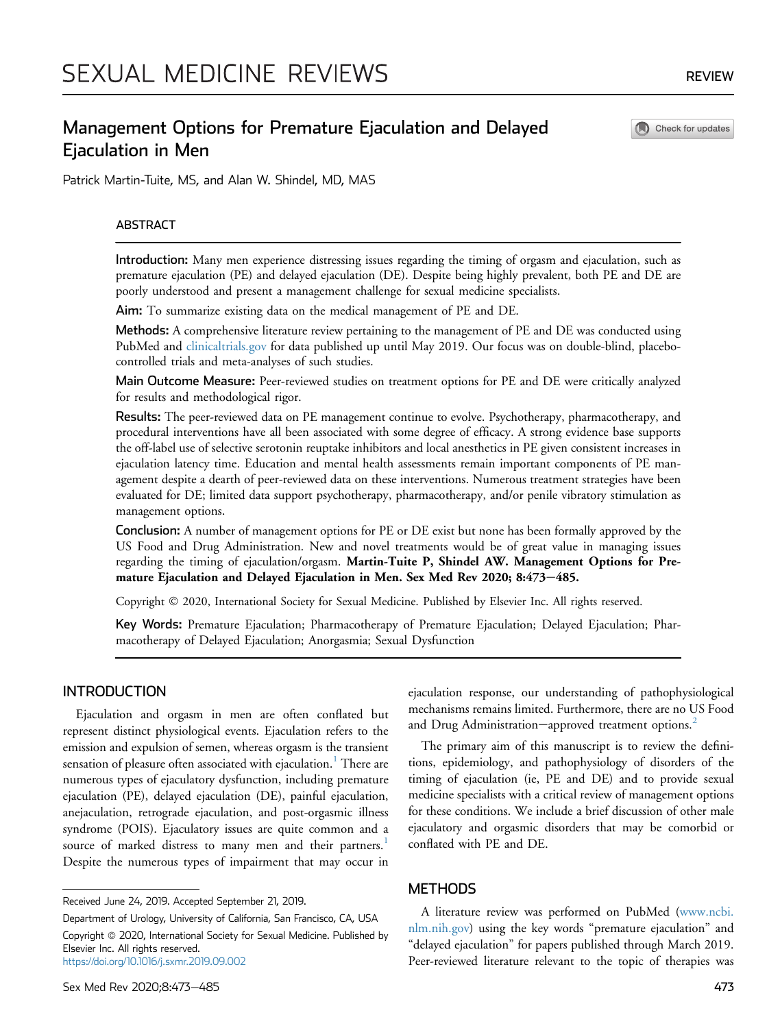# Management Options for Premature Ejaculation and Delayed Ejaculation in Men

Patrick Martin-Tuite, MS, and Alan W. Shindel, MD, MAS

## ABSTRACT

**Introduction:** Many men experience distressing issues regarding the timing of orgasm and ejaculation, such as premature ejaculation (PE) and delayed ejaculation (DE). Despite being highly prevalent, both PE and DE are poorly understood and present a management challenge for sexual medicine specialists.

**Aim:** To summarize existing data on the medical management of PE and DE.

**Methods:** A comprehensive literature review pertaining to the management of PE and DE was conducted using PubMed and clinicaltrials.gov for data published up until May 2019. Our focus was on double-blind, placebo-controlled trials and meta-analyses of such studies.

**Main Outcome Measure:** Peer-reviewed studies on treatment options for PE and DE were critically analyzed for results and methodological rigor.

**Results:** The peer-reviewed data on PE management continue to evolve. Psychotherapy, pharmacotherapy, and procedural interventions have all been associated with some degree of efficacy. A strong evidence base supports the off-label use of selective serotonin reuptake inhibitors and local anesthetics in PE given consistent increases in ejaculation latency time. Education and mental health assessments remain important components of PE management despite a dearth of peer-reviewed data on these interventions. Numerous treatment strategies have been evaluated for DE; limited data support psychotherapy, pharmacotherapy, and/or penile vibratory stimulation as management options.

**Conclusion:** A number of management options for PE or DE exist but none has been formally approved by the US Food and Drug Administration. New and novel treatments would be of great value in managing issues regarding the timing of ejaculation/orgasm. **Martin-Tuite P, Shindel AW. Management Options for Premature Ejaculation and Delayed Ejaculation in Men. Sex Med Rev 2020; 8:473–485.**

Copyright © 2020, International Society for Sexual Medicine. Published by Elsevier Inc. All rights reserved.

**Key Words:** Premature Ejaculation; Pharmacotherapy of Premature Ejaculation; Delayed Ejaculation; Pharmacotherapy of Delayed Ejaculation; Anorgasmia; Sexual Dysfunction

## INTRODUCTION

Ejaculation and orgasm in men are often conflated but represent distinct physiological events. Ejaculation refers to the emission and expulsion of semen, whereas orgasm is the transient sensation of pleasure often associated with ejaculation.[1] There are numerous types of ejaculatory dysfunction, including premature ejaculation (PE), delayed ejaculation (DE), painful ejaculation, anejaculation, retrograde ejaculation, and post-orgasmic illness syndrome (POIS). Ejaculatory issues are quite common and a source of marked distress to many men and their partners.[1] Despite the numerous types of impairment that may occur in ejaculation response, our understanding of pathophysiological mechanisms remains limited. Furthermore, there are no US Food and Drug Administration–approved treatment options.[2]

The primary aim of this manuscript is to review the definitions, epidemiology, and pathophysiology of disorders of the timing of ejaculation (ie, PE and DE) and to provide sexual medicine specialists with a critical review of management options for these conditions. We include a brief discussion of other male ejaculatory and orgasmic disorders that may be comorbid or conflated with PE and DE.

## METHODS

A literature review was performed on PubMed (www.ncbi.nlm.nih.gov) using the key words "premature ejaculation" and "delayed ejaculation" for papers published through March 2019. Peer-reviewed literature relevant to the topic of therapies was

Received June 24, 2019. Accepted September 21, 2019.

Department of Urology, University of California, San Francisco, CA, USA

Copyright © 2020, International Society for Sexual Medicine. Published by Elsevier Inc. All rights reserved.
https://doi.org/10.1016/j.sxmr.2019.09.002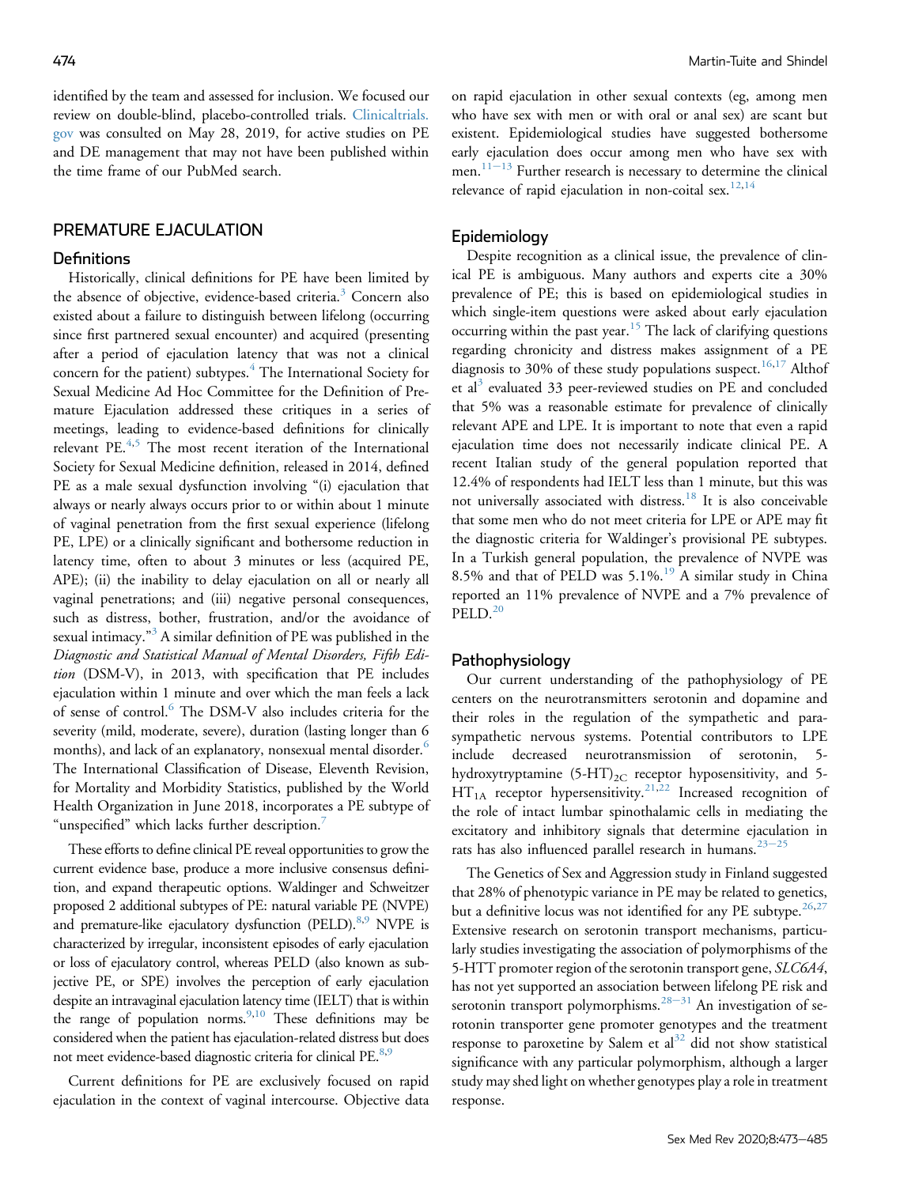identified by the team and assessed for inclusion. We focused our review on double-blind, placebo-controlled trials. Clinicaltrials.gov was consulted on May 28, 2019, for active studies on PE and DE management that may not have been published within the time frame of our PubMed search.

## PREMATURE EJACULATION

### Definitions

Historically, clinical definitions for PE have been limited by the absence of objective, evidence-based criteria.[3] Concern also existed about a failure to distinguish between lifelong (occurring since first partnered sexual encounter) and acquired (presenting after a period of ejaculation latency that was not a clinical concern for the patient) subtypes.[4] The International Society for Sexual Medicine Ad Hoc Committee for the Definition of Premature Ejaculation addressed these critiques in a series of meetings, leading to evidence-based definitions for clinically relevant PE.[4,5] The most recent iteration of the International Society for Sexual Medicine definition, released in 2014, defined PE as a male sexual dysfunction involving "(i) ejaculation that always or nearly always occurs prior to or within about 1 minute of vaginal penetration from the first sexual experience (lifelong PE, LPE) or a clinically significant and bothersome reduction in latency time, often to about 3 minutes or less (acquired PE, APE); (ii) the inability to delay ejaculation on all or nearly all vaginal penetrations; and (iii) negative personal consequences, such as distress, bother, frustration, and/or the avoidance of sexual intimacy."[3] A similar definition of PE was published in the *Diagnostic and Statistical Manual of Mental Disorders, Fifth Edition* (DSM-V), in 2013, with specification that PE includes ejaculation within 1 minute and over which the man feels a lack of sense of control.[6] The DSM-V also includes criteria for the severity (mild, moderate, severe), duration (lasting longer than 6 months), and lack of an explanatory, nonsexual mental disorder.[6] The International Classification of Disease, Eleventh Revision, for Mortality and Morbidity Statistics, published by the World Health Organization in June 2018, incorporates a PE subtype of "unspecified" which lacks further description.[7]

These efforts to define clinical PE reveal opportunities to grow the current evidence base, produce a more inclusive consensus definition, and expand therapeutic options. Waldinger and Schweitzer proposed 2 additional subtypes of PE: natural variable PE (NVPE) and premature-like ejaculatory dysfunction (PELD).[8,9] NVPE is characterized by irregular, inconsistent episodes of early ejaculation or loss of ejaculatory control, whereas PELD (also known as subjective PE, or SPE) involves the perception of early ejaculation despite an intravaginal ejaculation latency time (IELT) that is within the range of population norms.[9,10] These definitions may be considered when the patient has ejaculation-related distress but does not meet evidence-based diagnostic criteria for clinical PE.[8,9]

Current definitions for PE are exclusively focused on rapid ejaculation in the context of vaginal intercourse. Objective data on rapid ejaculation in other sexual contexts (eg, among men who have sex with men or with oral or anal sex) are scant but existent. Epidemiological studies have suggested bothersome early ejaculation does occur among men who have sex with men.[11–13] Further research is necessary to determine the clinical relevance of rapid ejaculation in non-coital sex.[12,14]

### Epidemiology

Despite recognition as a clinical issue, the prevalence of clinical PE is ambiguous. Many authors and experts cite a 30% prevalence of PE; this is based on epidemiological studies in which single-item questions were asked about early ejaculation occurring within the past year.[15] The lack of clarifying questions regarding chronicity and distress makes assignment of a PE diagnosis to 30% of these study populations suspect.[16,17] Althof et al[3] evaluated 33 peer-reviewed studies on PE and concluded that 5% was a reasonable estimate for prevalence of clinically relevant APE and LPE. It is important to note that even a rapid ejaculation time does not necessarily indicate clinical PE. A recent Italian study of the general population reported that 12.4% of respondents had IELT less than 1 minute, but this was not universally associated with distress.[18] It is also conceivable that some men who do not meet criteria for LPE or APE may fit the diagnostic criteria for Waldinger's provisional PE subtypes. In a Turkish general population, the prevalence of NVPE was 8.5% and that of PELD was 5.1%.[19] A similar study in China reported an 11% prevalence of NVPE and a 7% prevalence of PELD.[20]

### Pathophysiology

Our current understanding of the pathophysiology of PE centers on the neurotransmitters serotonin and dopamine and their roles in the regulation of the sympathetic and parasympathetic nervous systems. Potential contributors to LPE include decreased neurotransmission of serotonin, 5-hydroxytryptamine $(5\text{-HT})_{2C}$ receptor hyposensitivity, and $5\text{-HT}_{1A}$ receptor hypersensitivity.[21,22] Increased recognition of the role of intact lumbar spinothalamic cells in mediating the excitatory and inhibitory signals that determine ejaculation in rats has also influenced parallel research in humans.[23–25]

The Genetics of Sex and Aggression study in Finland suggested that 28% of phenotypic variance in PE may be related to genetics, but a definitive locus was not identified for any PE subtype.[26,27] Extensive research on serotonin transport mechanisms, particularly studies investigating the association of polymorphisms of the 5-HTT promoter region of the serotonin transport gene, *SLC6A4*, has not yet supported an association between lifelong PE risk and serotonin transport polymorphisms.[28–31] An investigation of serotonin transporter gene promoter genotypes and the treatment response to paroxetine by Salem et al[32] did not show statistical significance with any particular polymorphism, although a larger study may shed light on whether genotypes play a role in treatment response.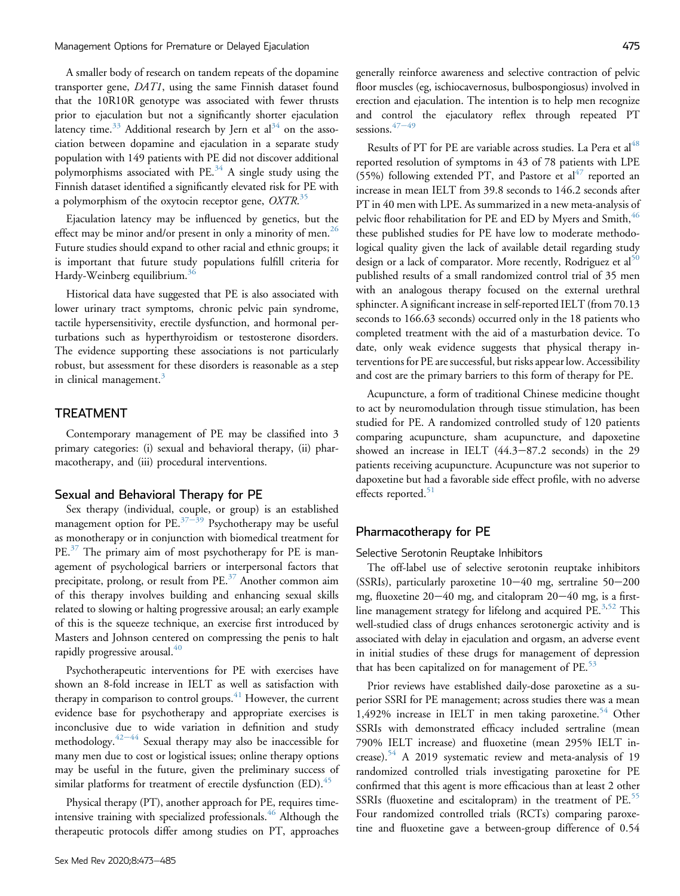A smaller body of research on tandem repeats of the dopamine transporter gene, *DAT1*, using the same Finnish dataset found that the 10R10R genotype was associated with fewer thrusts prior to ejaculation but not a significantly shorter ejaculation latency time.[33] Additional research by Jern et al[34] on the association between dopamine and ejaculation in a separate study population with 149 patients with PE did not discover additional polymorphisms associated with PE.[34] A single study using the Finnish dataset identified a significantly elevated risk for PE with a polymorphism of the oxytocin receptor gene, *OXTR*.[35]

Ejaculation latency may be influenced by genetics, but the effect may be minor and/or present in only a minority of men.[26] Future studies should expand to other racial and ethnic groups; it is important that future study populations fulfill criteria for Hardy-Weinberg equilibrium.[36]

Historical data have suggested that PE is also associated with lower urinary tract symptoms, chronic pelvic pain syndrome, tactile hypersensitivity, erectile dysfunction, and hormonal perturbations such as hyperthyroidism or testosterone disorders. The evidence supporting these associations is not particularly robust, but assessment for these disorders is reasonable as a step in clinical management.[3]

## TREATMENT

Contemporary management of PE may be classified into 3 primary categories: (i) sexual and behavioral therapy, (ii) pharmacotherapy, and (iii) procedural interventions.

### Sexual and Behavioral Therapy for PE

Sex therapy (individual, couple, or group) is an established management option for PE.[37–39] Psychotherapy may be useful as monotherapy or in conjunction with biomedical treatment for PE.[37] The primary aim of most psychotherapy for PE is management of psychological barriers or interpersonal factors that precipitate, prolong, or result from PE.[37] Another common aim of this therapy involves building and enhancing sexual skills related to slowing or halting progressive arousal; an early example of this is the squeeze technique, an exercise first introduced by Masters and Johnson centered on compressing the penis to halt rapidly progressive arousal.[40]

Psychotherapeutic interventions for PE with exercises have shown an 8-fold increase in IELT as well as satisfaction with therapy in comparison to control groups.[41] However, the current evidence base for psychotherapy and appropriate exercises is inconclusive due to wide variation in definition and study methodology.[42–44] Sexual therapy may also be inaccessible for many men due to cost or logistical issues; online therapy options may be useful in the future, given the preliminary success of similar platforms for treatment of erectile dysfunction (ED).[45]

Physical therapy (PT), another approach for PE, requires time-intensive training with specialized professionals.[46] Although the therapeutic protocols differ among studies on PT, approaches generally reinforce awareness and selective contraction of pelvic floor muscles (eg, ischiocavernosus, bulbospongiosus) involved in erection and ejaculation. The intention is to help men recognize and control the ejaculatory reflex through repeated PT sessions.[47–49]

Results of PT for PE are variable across studies. La Pera et al[48] reported resolution of symptoms in 43 of 78 patients with LPE (55%) following extended PT, and Pastore et al[47] reported an increase in mean IELT from 39.8 seconds to 146.2 seconds after PT in 40 men with LPE. As summarized in a new meta-analysis of pelvic floor rehabilitation for PE and ED by Myers and Smith,[46] these published studies for PE have low to moderate methodological quality given the lack of available detail regarding study design or a lack of comparator. More recently, Rodriguez et al[50] published results of a small randomized control trial of 35 men with an analogous therapy focused on the external urethral sphincter. A significant increase in self-reported IELT (from 70.13 seconds to 166.63 seconds) occurred only in the 18 patients who completed treatment with the aid of a masturbation device. To date, only weak evidence suggests that physical therapy interventions for PE are successful, but risks appear low. Accessibility and cost are the primary barriers to this form of therapy for PE.

Acupuncture, a form of traditional Chinese medicine thought to act by neuromodulation through tissue stimulation, has been studied for PE. A randomized controlled study of 120 patients comparing acupuncture, sham acupuncture, and dapoxetine showed an increase in IELT (44.3–87.2 seconds) in the 29 patients receiving acupuncture. Acupuncture was not superior to dapoxetine but had a favorable side effect profile, with no adverse effects reported.[51]

### Pharmacotherapy for PE

#### Selective Serotonin Reuptake Inhibitors

The off-label use of selective serotonin reuptake inhibitors (SSRIs), particularly paroxetine 10–40 mg, sertraline 50–200 mg, fluoxetine 20–40 mg, and citalopram 20–40 mg, is a first-line management strategy for lifelong and acquired PE.[3,52] This well-studied class of drugs enhances serotonergic activity and is associated with delay in ejaculation and orgasm, an adverse event in initial studies of these drugs for management of depression that has been capitalized on for management of PE.[53]

Prior reviews have established daily-dose paroxetine as a superior SSRI for PE management; across studies there was a mean 1,492% increase in IELT in men taking paroxetine.[54] Other SSRIs with demonstrated efficacy included sertraline (mean 790% IELT increase) and fluoxetine (mean 295% IELT increase).[54] A 2019 systematic review and meta-analysis of 19 randomized controlled trials investigating paroxetine for PE confirmed that this agent is more efficacious than at least 2 other SSRIs (fluoxetine and escitalopram) in the treatment of PE.[55] Four randomized controlled trials (RCTs) comparing paroxetine and fluoxetine gave a between-group difference of 0.54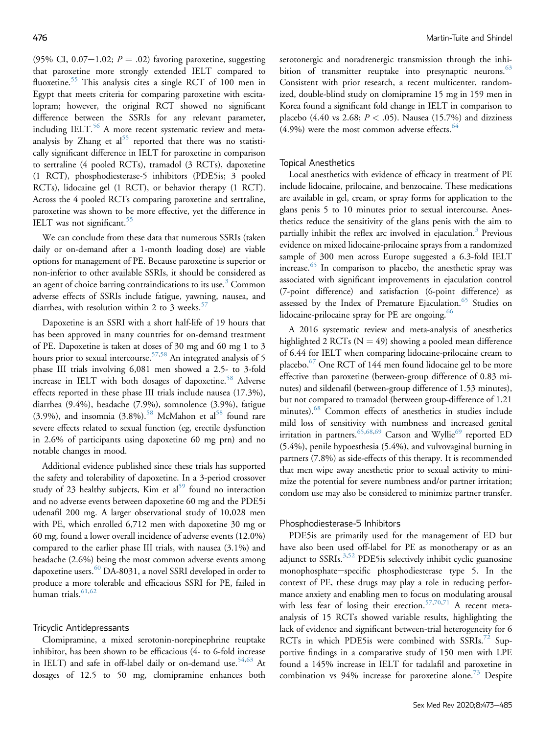(95% CI, 0.07−1.02; $P = .02$) favoring paroxetine, suggesting that paroxetine more strongly extended IELT compared to fluoxetine.[55] This analysis cites a single RCT of 100 men in Egypt that meets criteria for comparing paroxetine with escitalopram; however, the original RCT showed no significant difference between the SSRIs for any relevant parameter, including IELT.[56] A more recent systematic review and meta-analysis by Zhang et al[55] reported that there was no statistically significant difference in IELT for paroxetine in comparison to sertraline (4 pooled RCTs), tramadol (3 RCTs), dapoxetine (1 RCT), phosphodiesterase-5 inhibitors (PDE5is; 3 pooled RCTs), lidocaine gel (1 RCT), or behavior therapy (1 RCT). Across the 4 pooled RCTs comparing paroxetine and sertraline, paroxetine was shown to be more effective, yet the difference in IELT was not significant.[55]

We can conclude from these data that numerous SSRIs (taken daily or on-demand after a 1-month loading dose) are viable options for management of PE. Because paroxetine is superior or non-inferior to other available SSRIs, it should be considered as an agent of choice barring contraindications to its use.[3] Common adverse effects of SSRIs include fatigue, yawning, nausea, and diarrhea, with resolution within 2 to 3 weeks.[57]

Dapoxetine is an SSRI with a short half-life of 19 hours that has been approved in many countries for on-demand treatment of PE. Dapoxetine is taken at doses of 30 mg and 60 mg 1 to 3 hours prior to sexual intercourse.[57,58] An integrated analysis of 5 phase III trials involving 6,081 men showed a 2.5- to 3-fold increase in IELT with both dosages of dapoxetine.[58] Adverse effects reported in these phase III trials include nausea (17.3%), diarrhea (9.4%), headache (7.9%), somnolence (3.9%), fatigue (3.9%), and insomnia (3.8%).[58] McMahon et al[58] found rare severe effects related to sexual function (eg, erectile dysfunction in 2.6% of participants using dapoxetine 60 mg prn) and no notable changes in mood.

Additional evidence published since these trials has supported the safety and tolerability of dapoxetine. In a 3-period crossover study of 23 healthy subjects, Kim et al[59] found no interaction and no adverse events between dapoxetine 60 mg and the PDE5i udenafil 200 mg. A larger observational study of 10,028 men with PE, which enrolled 6,712 men with dapoxetine 30 mg or 60 mg, found a lower overall incidence of adverse events (12.0%) compared to the earlier phase III trials, with nausea (3.1%) and headache (2.6%) being the most common adverse events among dapoxetine users.[60] DA-8031, a novel SSRI developed in order to produce a more tolerable and efficacious SSRI for PE, failed in human trials.[61,62]

### Tricyclic Antidepressants

Clomipramine, a mixed serotonin-norepinephrine reuptake inhibitor, has been shown to be efficacious (4- to 6-fold increase in IELT) and safe in off-label daily or on-demand use.[54,63] At dosages of 12.5 to 50 mg, clomipramine enhances both serotonergic and noradrenergic transmission through the inhibition of transmitter reuptake into presynaptic neurons.[63] Consistent with prior research, a recent multicenter, randomized, double-blind study on clomipramine 15 mg in 159 men in Korea found a significant fold change in IELT in comparison to placebo (4.40 vs 2.68; $P < .05$). Nausea (15.7%) and dizziness (4.9%) were the most common adverse effects.[64]

### Topical Anesthetics

Local anesthetics with evidence of efficacy in treatment of PE include lidocaine, prilocaine, and benzocaine. These medications are available in gel, cream, or spray forms for application to the glans penis 5 to 10 minutes prior to sexual intercourse. Anesthetics reduce the sensitivity of the glans penis with the aim to partially inhibit the reflex arc involved in ejaculation.[3] Previous evidence on mixed lidocaine-prilocaine sprays from a randomized sample of 300 men across Europe suggested a 6.3-fold IELT increase.[65] In comparison to placebo, the anesthetic spray was associated with significant improvements in ejaculation control (7-point difference) and satisfaction (6-point difference) as assessed by the Index of Premature Ejaculation.[65] Studies on lidocaine-prilocaine spray for PE are ongoing.[66]

A 2016 systematic review and meta-analysis of anesthetics highlighted 2 RCTs ($N = 49$) showing a pooled mean difference of 6.44 for IELT when comparing lidocaine-prilocaine cream to placebo.[67] One RCT of 144 men found lidocaine gel to be more effective than paroxetine (between-group difference of 0.83 minutes) and sildenafil (between-group difference of 1.53 minutes), but not compared to tramadol (between group-difference of 1.21 minutes).[68] Common effects of anesthetics in studies include mild loss of sensitivity with numbness and increased genital irritation in partners.[65,68,69] Carson and Wyllie[69] reported ED (5.4%), penile hypoesthesia (5.4%), and vulvovaginal burning in partners (7.8%) as side-effects of this therapy. It is recommended that men wipe away anesthetic prior to sexual activity to minimize the potential for severe numbness and/or partner irritation; condom use may also be considered to minimize partner transfer.

### Phosphodiesterase-5 Inhibitors

PDE5is are primarily used for the management of ED but have also been used off-label for PE as monotherapy or as an adjunct to SSRIs.[3,52] PDE5is selectively inhibit cyclic guanosine monophosphate−specific phosphodiesterase type 5. In the context of PE, these drugs may play a role in reducing performance anxiety and enabling men to focus on modulating arousal with less fear of losing their erection.[57,70,71] A recent meta-analysis of 15 RCTs showed variable results, highlighting the lack of evidence and significant between-trial heterogeneity for 6 RCTs in which PDE5is were combined with SSRIs.[72] Supportive findings in a comparative study of 150 men with LPE found a 145% increase in IELT for tadalafil and paroxetine in combination vs 94% increase for paroxetine alone.[73] Despite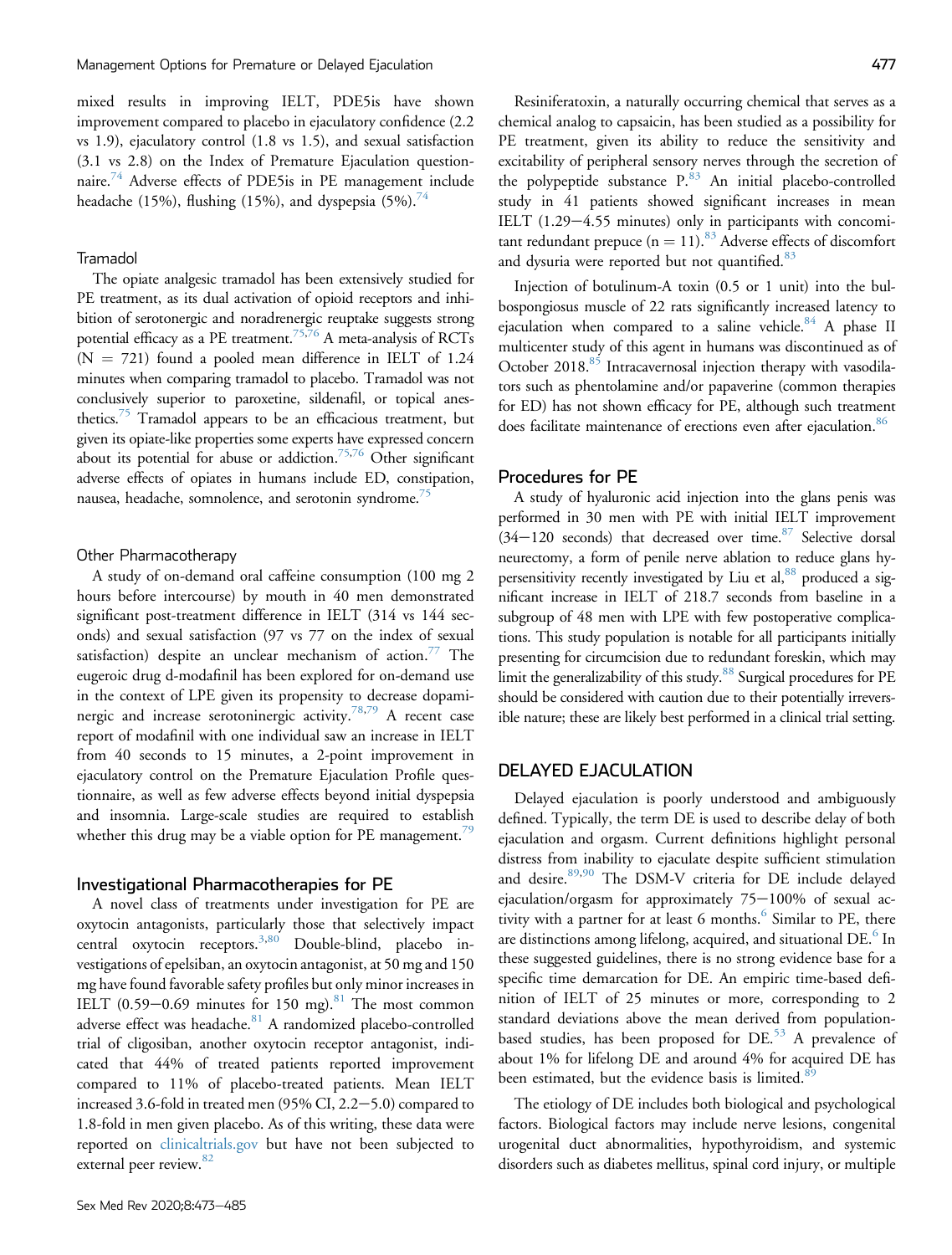mixed results in improving IELT, PDE5is have shown improvement compared to placebo in ejaculatory confidence (2.2 vs 1.9), ejaculatory control (1.8 vs 1.5), and sexual satisfaction (3.1 vs 2.8) on the Index of Premature Ejaculation questionnaire.[74] Adverse effects of PDE5is in PE management include headache (15%), flushing (15%), and dyspepsia (5%).[74]

### Tramadol

The opiate analgesic tramadol has been extensively studied for PE treatment, as its dual activation of opioid receptors and inhibition of serotonergic and noradrenergic reuptake suggests strong potential efficacy as a PE treatment.[75,76] A meta-analysis of RCTs (N = 721) found a pooled mean difference in IELT of 1.24 minutes when comparing tramadol to placebo. Tramadol was not conclusively superior to paroxetine, sildenafil, or topical anesthetics.[75] Tramadol appears to be an efficacious treatment, but given its opiate-like properties some experts have expressed concern about its potential for abuse or addiction.[75,76] Other significant adverse effects of opiates in humans include ED, constipation, nausea, headache, somnolence, and serotonin syndrome.[75]

### Other Pharmacotherapy

A study of on-demand oral caffeine consumption (100 mg 2 hours before intercourse) by mouth in 40 men demonstrated significant post-treatment difference in IELT (314 vs 144 seconds) and sexual satisfaction (97 vs 77 on the index of sexual satisfaction) despite an unclear mechanism of action.[77] The eugeroic drug d-modafinil has been explored for on-demand use in the context of LPE given its propensity to decrease dopaminergic and increase serotoninergic activity.[78,79] A recent case report of modafinil with one individual saw an increase in IELT from 40 seconds to 15 minutes, a 2-point improvement in ejaculatory control on the Premature Ejaculation Profile questionnaire, as well as few adverse effects beyond initial dyspepsia and insomnia. Large-scale studies are required to establish whether this drug may be a viable option for PE management.[79]

## Investigational Pharmacotherapies for PE

A novel class of treatments under investigation for PE are oxytocin antagonists, particularly those that selectively impact central oxytocin receptors.[3,80] Double-blind, placebo investigations of epelsiban, an oxytocin antagonist, at 50 mg and 150 mg have found favorable safety profiles but only minor increases in IELT (0.59–0.69 minutes for 150 mg).[81] The most common adverse effect was headache.[81] A randomized placebo-controlled trial of cligosiban, another oxytocin receptor antagonist, indicated that 44% of treated patients reported improvement compared to 11% of placebo-treated patients. Mean IELT increased 3.6-fold in treated men (95% CI, 2.2–5.0) compared to 1.8-fold in men given placebo. As of this writing, these data were reported on clinicaltrials.gov but have not been subjected to external peer review.[82]

Resiniferatoxin, a naturally occurring chemical that serves as a chemical analog to capsaicin, has been studied as a possibility for PE treatment, given its ability to reduce the sensitivity and excitability of peripheral sensory nerves through the secretion of the polypeptide substance P.[83] An initial placebo-controlled study in 41 patients showed significant increases in mean IELT (1.29–4.55 minutes) only in participants with concomitant redundant prepuce (n = 11).[83] Adverse effects of discomfort and dysuria were reported but not quantified.[83]

Injection of botulinum-A toxin (0.5 or 1 unit) into the bulbospongiosus muscle of 22 rats significantly increased latency to ejaculation when compared to a saline vehicle.[84] A phase II multicenter study of this agent in humans was discontinued as of October 2018.[85] Intracavernosal injection therapy with vasodilators such as phentolamine and/or papaverine (common therapies for ED) has not shown efficacy for PE, although such treatment does facilitate maintenance of erections even after ejaculation.[86]

## Procedures for PE

A study of hyaluronic acid injection into the glans penis was performed in 30 men with PE with initial IELT improvement (34–120 seconds) that decreased over time.[87] Selective dorsal neurectomy, a form of penile nerve ablation to reduce glans hypersensitivity recently investigated by Liu et al,[88] produced a significant increase in IELT of 218.7 seconds from baseline in a subgroup of 48 men with LPE with few postoperative complications. This study population is notable for all participants initially presenting for circumcision due to redundant foreskin, which may limit the generalizability of this study.[88] Surgical procedures for PE should be considered with caution due to their potentially irreversible nature; these are likely best performed in a clinical trial setting.

# DELAYED EJACULATION

Delayed ejaculation is poorly understood and ambiguously defined. Typically, the term DE is used to describe delay of both ejaculation and orgasm. Current definitions highlight personal distress from inability to ejaculate despite sufficient stimulation and desire.[89,90] The DSM-V criteria for DE include delayed ejaculation/orgasm for approximately 75–100% of sexual activity with a partner for at least 6 months.[6] Similar to PE, there are distinctions among lifelong, acquired, and situational DE.[6] In these suggested guidelines, there is no strong evidence base for a specific time demarcation for DE. An empiric time-based definition of IELT of 25 minutes or more, corresponding to 2 standard deviations above the mean derived from population-based studies, has been proposed for DE.[53] A prevalence of about 1% for lifelong DE and around 4% for acquired DE has been estimated, but the evidence basis is limited.[89]

The etiology of DE includes both biological and psychological factors. Biological factors may include nerve lesions, congenital urogenital duct abnormalities, hypothyroidism, and systemic disorders such as diabetes mellitus, spinal cord injury, or multiple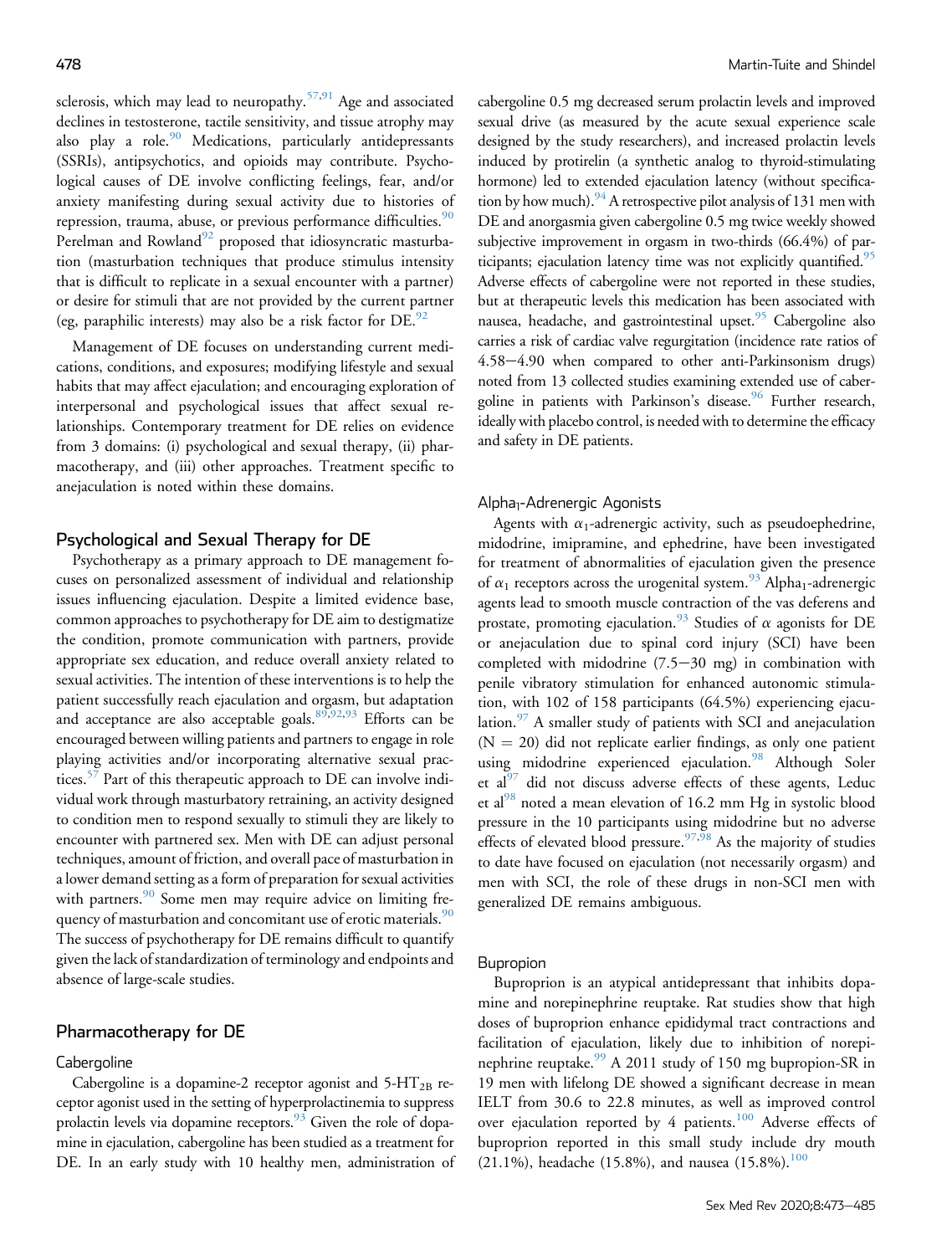sclerosis, which may lead to neuropathy.[57,91] Age and associated declines in testosterone, tactile sensitivity, and tissue atrophy may also play a role.[90] Medications, particularly antidepressants (SSRIs), antipsychotics, and opioids may contribute. Psychological causes of DE involve conflicting feelings, fear, and/or anxiety manifesting during sexual activity due to histories of repression, trauma, abuse, or previous performance difficulties.[90] Perelman and Rowland[92] proposed that idiosyncratic masturbation (masturbation techniques that produce stimulus intensity that is difficult to replicate in a sexual encounter with a partner) or desire for stimuli that are not provided by the current partner (eg, paraphilic interests) may also be a risk factor for DE.[92]

Management of DE focuses on understanding current medications, conditions, and exposures; modifying lifestyle and sexual habits that may affect ejaculation; and encouraging exploration of interpersonal and psychological issues that affect sexual relationships. Contemporary treatment for DE relies on evidence from 3 domains: (i) psychological and sexual therapy, (ii) pharmacotherapy, and (iii) other approaches. Treatment specific to anejaculation is noted within these domains.

## Psychological and Sexual Therapy for DE

Psychotherapy as a primary approach to DE management focuses on personalized assessment of individual and relationship issues influencing ejaculation. Despite a limited evidence base, common approaches to psychotherapy for DE aim to destigmatize the condition, promote communication with partners, provide appropriate sex education, and reduce overall anxiety related to sexual activities. The intention of these interventions is to help the patient successfully reach ejaculation and orgasm, but adaptation and acceptance are also acceptable goals.[89,92,93] Efforts can be encouraged between willing patients and partners to engage in role playing activities and/or incorporating alternative sexual practices.[57] Part of this therapeutic approach to DE can involve individual work through masturbatory retraining, an activity designed to condition men to respond sexually to stimuli they are likely to encounter with partnered sex. Men with DE can adjust personal techniques, amount of friction, and overall pace of masturbation in a lower demand setting as a form of preparation for sexual activities with partners.[90] Some men may require advice on limiting frequency of masturbation and concomitant use of erotic materials.[90] The success of psychotherapy for DE remains difficult to quantify given the lack of standardization of terminology and endpoints and absence of large-scale studies.

## Pharmacotherapy for DE

### Cabergoline

Cabergoline is a dopamine-2 receptor agonist and $5\text{-}HT_{2B}$ receptor agonist used in the setting of hyperprolactinemia to suppress prolactin levels via dopamine receptors.[93] Given the role of dopamine in ejaculation, cabergoline has been studied as a treatment for DE. In an early study with 10 healthy men, administration of cabergoline 0.5 mg decreased serum prolactin levels and improved sexual drive (as measured by the acute sexual experience scale designed by the study researchers), and increased prolactin levels induced by protirelin (a synthetic analog to thyroid-stimulating hormone) led to extended ejaculation latency (without specification by how much).[94] A retrospective pilot analysis of 131 men with DE and anorgasmia given cabergoline 0.5 mg twice weekly showed subjective improvement in orgasm in two-thirds (66.4%) of participants; ejaculation latency time was not explicitly quantified.[95] Adverse effects of cabergoline were not reported in these studies, but at therapeutic levels this medication has been associated with nausea, headache, and gastrointestinal upset.[95] Cabergoline also carries a risk of cardiac valve regurgitation (incidence rate ratios of 4.58−4.90 when compared to other anti-Parkinsonism drugs) noted from 13 collected studies examining extended use of cabergoline in patients with Parkinson's disease.[96] Further research, ideally with placebo control, is needed with to determine the efficacy and safety in DE patients.

### Alpha$_1$-Adrenergic Agonists

Agents with $\alpha_1$-adrenergic activity, such as pseudoephedrine, midodrine, imipramine, and ephedrine, have been investigated for treatment of abnormalities of ejaculation given the presence of $\alpha_1$ receptors across the urogenital system.[93] Alpha$_1$-adrenergic agents lead to smooth muscle contraction of the vas deferens and prostate, promoting ejaculation.[93] Studies of $\alpha$ agonists for DE or anejaculation due to spinal cord injury (SCI) have been completed with midodrine (7.5−30 mg) in combination with penile vibratory stimulation for enhanced autonomic stimulation, with 102 of 158 participants (64.5%) experiencing ejaculation.[97] A smaller study of patients with SCI and anejaculation ($N = 20$) did not replicate earlier findings, as only one patient using midodrine experienced ejaculation.[98] Although Soler et al[97] did not discuss adverse effects of these agents, Leduc et al[98] noted a mean elevation of 16.2 mm Hg in systolic blood pressure in the 10 participants using midodrine but no adverse effects of elevated blood pressure.[97,98] As the majority of studies to date have focused on ejaculation (not necessarily orgasm) and men with SCI, the role of these drugs in non-SCI men with generalized DE remains ambiguous.

### Bupropion

Buproprion is an atypical antidepressant that inhibits dopamine and norepinephrine reuptake. Rat studies show that high doses of buproprion enhance epididymal tract contractions and facilitation of ejaculation, likely due to inhibition of norepinephrine reuptake.[99] A 2011 study of 150 mg bupropion-SR in 19 men with lifelong DE showed a significant decrease in mean IELT from 30.6 to 22.8 minutes, as well as improved control over ejaculation reported by 4 patients.[100] Adverse effects of buproprion reported in this small study include dry mouth (21.1%), headache (15.8%), and nausea (15.8%).[100]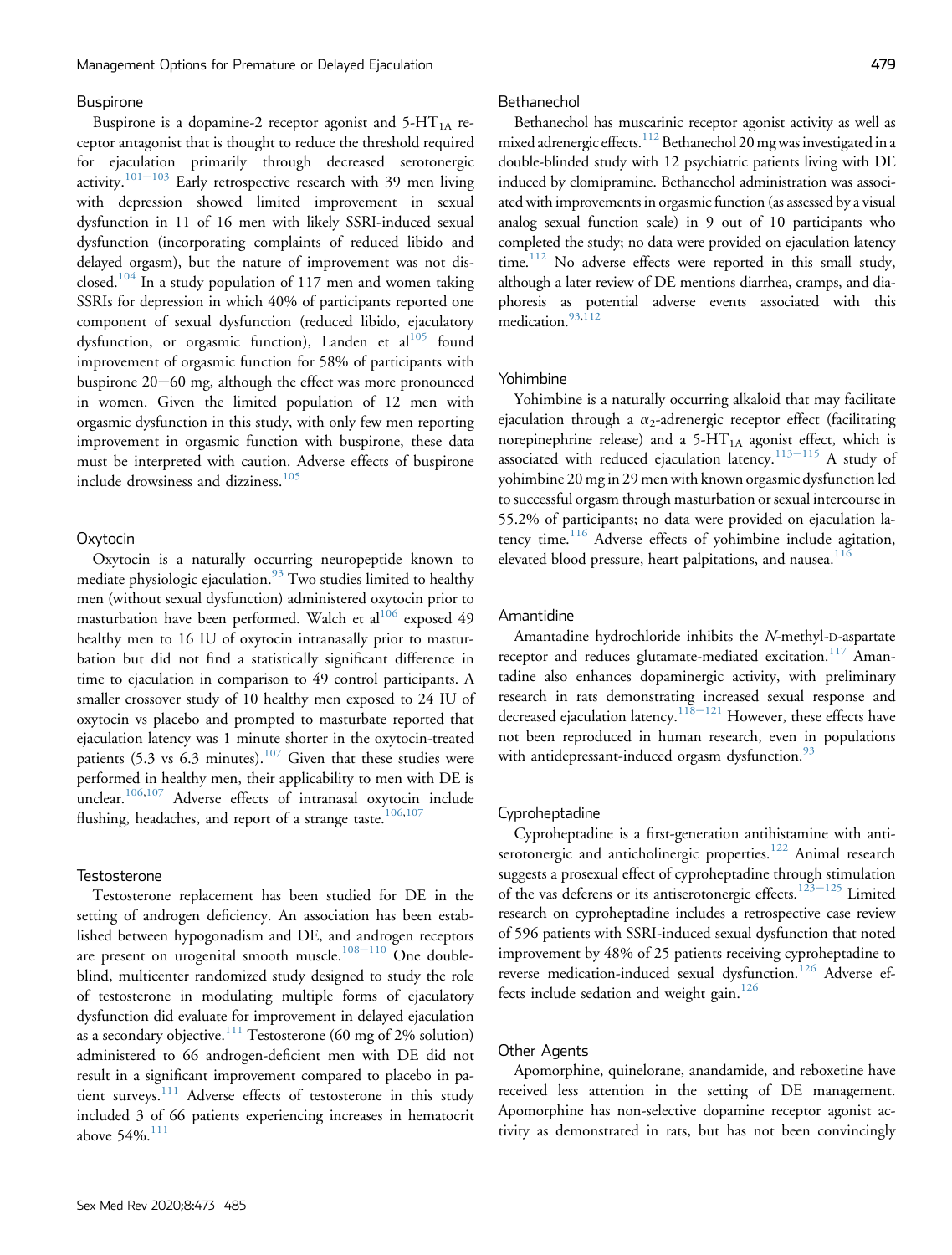### Buspirone

Buspirone is a dopamine-2 receptor agonist and 5-$HT_{1A}$ receptor antagonist that is thought to reduce the threshold required for ejaculation primarily through decreased serotonergic activity.[101–103] Early retrospective research with 39 men living with depression showed limited improvement in sexual dysfunction in 11 of 16 men with likely SSRI-induced sexual dysfunction (incorporating complaints of reduced libido and delayed orgasm), but the nature of improvement was not disclosed.[104] In a study population of 117 men and women taking SSRIs for depression in which 40% of participants reported one component of sexual dysfunction (reduced libido, ejaculatory dysfunction, or orgasmic function), Landen et al[105] found improvement of orgasmic function for 58% of participants with buspirone 20–60 mg, although the effect was more pronounced in women. Given the limited population of 12 men with orgasmic dysfunction in this study, with only few men reporting improvement in orgasmic function with buspirone, these data must be interpreted with caution. Adverse effects of buspirone include drowsiness and dizziness.[105]

### Oxytocin

Oxytocin is a naturally occurring neuropeptide known to mediate physiologic ejaculation.[93] Two studies limited to healthy men (without sexual dysfunction) administered oxytocin prior to masturbation have been performed. Walch et al[106] exposed 49 healthy men to 16 IU of oxytocin intranasally prior to masturbation but did not find a statistically significant difference in time to ejaculation in comparison to 49 control participants. A smaller crossover study of 10 healthy men exposed to 24 IU of oxytocin vs placebo and prompted to masturbate reported that ejaculation latency was 1 minute shorter in the oxytocin-treated patients (5.3 vs 6.3 minutes).[107] Given that these studies were performed in healthy men, their applicability to men with DE is unclear.[106,107] Adverse effects of intranasal oxytocin include flushing, headaches, and report of a strange taste.[106,107]

### Testosterone

Testosterone replacement has been studied for DE in the setting of androgen deficiency. An association has been established between hypogonadism and DE, and androgen receptors are present on urogenital smooth muscle.[108–110] One double-blind, multicenter randomized study designed to study the role of testosterone in modulating multiple forms of ejaculatory dysfunction did evaluate for improvement in delayed ejaculation as a secondary objective.[111] Testosterone (60 mg of 2% solution) administered to 66 androgen-deficient men with DE did not result in a significant improvement compared to placebo in patient surveys.[111] Adverse effects of testosterone in this study included 3 of 66 patients experiencing increases in hematocrit above 54%.[111]

### Bethanechol

Bethanechol has muscarinic receptor agonist activity as well as mixed adrenergic effects.[112] Bethanechol 20 mg was investigated in a double-blinded study with 12 psychiatric patients living with DE induced by clomipramine. Bethanechol administration was associated with improvements in orgasmic function (as assessed by a visual analog sexual function scale) in 9 out of 10 participants who completed the study; no data were provided on ejaculation latency time.[112] No adverse effects were reported in this small study, although a later review of DE mentions diarrhea, cramps, and diaphoresis as potential adverse events associated with this medication.[93,112]

### Yohimbine

Yohimbine is a naturally occurring alkaloid that may facilitate ejaculation through a $\alpha_2$-adrenergic receptor effect (facilitating norepinephrine release) and a 5-$HT_{1A}$ agonist effect, which is associated with reduced ejaculation latency.[113–115] A study of yohimbine 20 mg in 29 men with known orgasmic dysfunction led to successful orgasm through masturbation or sexual intercourse in 55.2% of participants; no data were provided on ejaculation latency time.[116] Adverse effects of yohimbine include agitation, elevated blood pressure, heart palpitations, and nausea.[116]

### Amantidine

Amantadine hydrochloride inhibits the *N*-methyl-D-aspartate receptor and reduces glutamate-mediated excitation.[117] Amantadine also enhances dopaminergic activity, with preliminary research in rats demonstrating increased sexual response and decreased ejaculation latency.[118–121] However, these effects have not been reproduced in human research, even in populations with antidepressant-induced orgasm dysfunction.[93]

### Cyproheptadine

Cyproheptadine is a first-generation antihistamine with antiserotonergic and anticholinergic properties.[122] Animal research suggests a prosexual effect of cyproheptadine through stimulation of the vas deferens or its antiserotonergic effects.[123–125] Limited research on cyproheptadine includes a retrospective case review of 596 patients with SSRI-induced sexual dysfunction that noted improvement by 48% of 25 patients receiving cyproheptadine to reverse medication-induced sexual dysfunction.[126] Adverse effects include sedation and weight gain.[126]

### Other Agents

Apomorphine, quinelorane, anandamide, and reboxetine have received less attention in the setting of DE management. Apomorphine has non-selective dopamine receptor agonist activity as demonstrated in rats, but has not been convincingly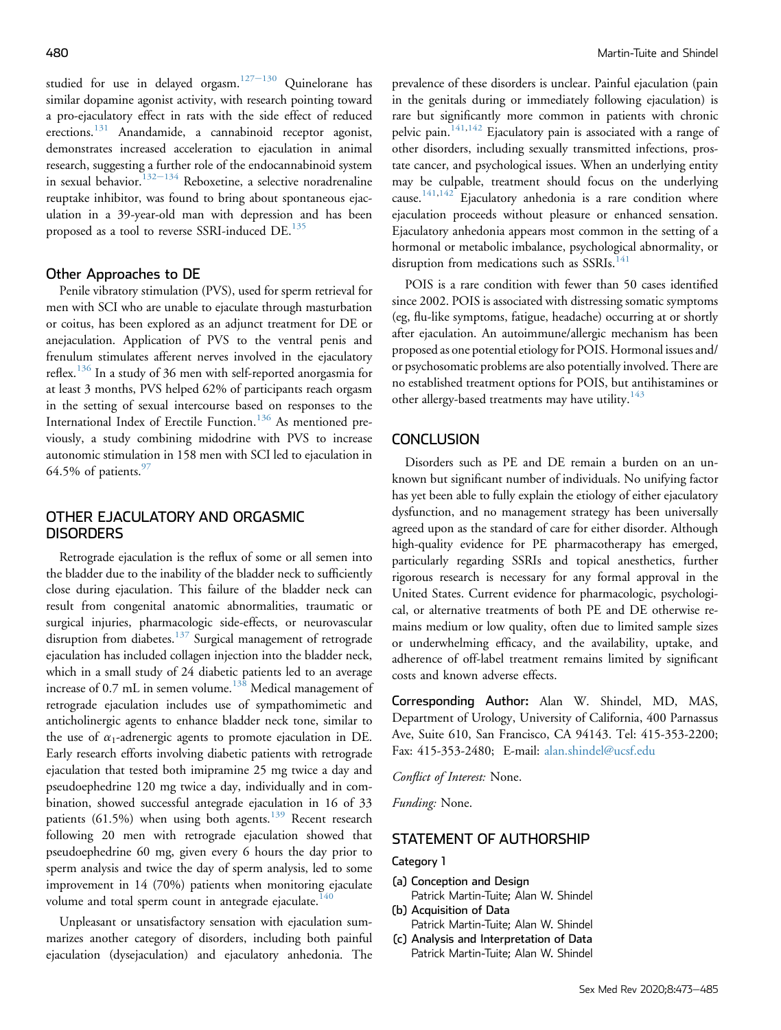studied for use in delayed orgasm.[127–130] Quinelorane has similar dopamine agonist activity, with research pointing toward a pro-ejaculatory effect in rats with the side effect of reduced erections.[131] Anandamide, a cannabinoid receptor agonist, demonstrates increased acceleration to ejaculation in animal research, suggesting a further role of the endocannabinoid system in sexual behavior.[132–134] Reboxetine, a selective noradrenaline reuptake inhibitor, was found to bring about spontaneous ejaculation in a 39-year-old man with depression and has been proposed as a tool to reverse SSRI-induced DE.[135]

### Other Approaches to DE

Penile vibratory stimulation (PVS), used for sperm retrieval for men with SCI who are unable to ejaculate through masturbation or coitus, has been explored as an adjunct treatment for DE or anejaculation. Application of PVS to the ventral penis and frenulum stimulates afferent nerves involved in the ejaculatory reflex.[136] In a study of 36 men with self-reported anorgasmia for at least 3 months, PVS helped 62% of participants reach orgasm in the setting of sexual intercourse based on responses to the International Index of Erectile Function.[136] As mentioned previously, a study combining midodrine with PVS to increase autonomic stimulation in 158 men with SCI led to ejaculation in 64.5% of patients.[97]

## OTHER EJACULATORY AND ORGASMIC DISORDERS

Retrograde ejaculation is the reflux of some or all semen into the bladder due to the inability of the bladder neck to sufficiently close during ejaculation. This failure of the bladder neck can result from congenital anatomic abnormalities, traumatic or surgical injuries, pharmacologic side-effects, or neurovascular disruption from diabetes.[137] Surgical management of retrograde ejaculation has included collagen injection into the bladder neck, which in a small study of 24 diabetic patients led to an average increase of 0.7 mL in semen volume.[138] Medical management of retrograde ejaculation includes use of sympathomimetic and anticholinergic agents to enhance bladder neck tone, similar to the use of $\alpha_1$-adrenergic agents to promote ejaculation in DE. Early research efforts involving diabetic patients with retrograde ejaculation that tested both imipramine 25 mg twice a day and pseudoephedrine 120 mg twice a day, individually and in combination, showed successful antegrade ejaculation in 16 of 33 patients (61.5%) when using both agents.[139] Recent research following 20 men with retrograde ejaculation showed that pseudoephedrine 60 mg, given every 6 hours the day prior to sperm analysis and twice the day of sperm analysis, led to some improvement in 14 (70%) patients when monitoring ejaculate volume and total sperm count in antegrade ejaculate.[140]

Unpleasant or unsatisfactory sensation with ejaculation summarizes another category of disorders, including both painful ejaculation (dysejaculation) and ejaculatory anhedonia. The prevalence of these disorders is unclear. Painful ejaculation (pain in the genitals during or immediately following ejaculation) is rare but significantly more common in patients with chronic pelvic pain.[141,142] Ejaculatory pain is associated with a range of other disorders, including sexually transmitted infections, prostate cancer, and psychological issues. When an underlying entity may be culpable, treatment should focus on the underlying cause.[141,142] Ejaculatory anhedonia is a rare condition where ejaculation proceeds without pleasure or enhanced sensation. Ejaculatory anhedonia appears most common in the setting of a hormonal or metabolic imbalance, psychological abnormality, or disruption from medications such as SSRIs.[141]

POIS is a rare condition with fewer than 50 cases identified since 2002. POIS is associated with distressing somatic symptoms (eg, flu-like symptoms, fatigue, headache) occurring at or shortly after ejaculation. An autoimmune/allergic mechanism has been proposed as one potential etiology for POIS. Hormonal issues and/or psychosomatic problems are also potentially involved. There are no established treatment options for POIS, but antihistamines or other allergy-based treatments may have utility.[143]

## CONCLUSION

Disorders such as PE and DE remain a burden on an unknown but significant number of individuals. No unifying factor has yet been able to fully explain the etiology of either ejaculatory dysfunction, and no management strategy has been universally agreed upon as the standard of care for either disorder. Although high-quality evidence for PE pharmacotherapy has emerged, particularly regarding SSRIs and topical anesthetics, further rigorous research is necessary for any formal approval in the United States. Current evidence for pharmacologic, psychological, or alternative treatments of both PE and DE otherwise remains medium or low quality, often due to limited sample sizes or underwhelming efficacy, and the availability, uptake, and adherence of off-label treatment remains limited by significant costs and known adverse effects.

**Corresponding Author:** Alan W. Shindel, MD, MAS, Department of Urology, University of California, 400 Parnassus Ave, Suite 610, San Francisco, CA 94143. Tel: 415-353-2200; Fax: 415-353-2480; E-mail: alan.shindel@ucsf.edu

*Conflict of Interest:* None.

*Funding:* None.

## STATEMENT OF AUTHORSHIP

### Category 1

**(a) Conception and Design**
Patrick Martin-Tuite; Alan W. Shindel

**(b) Acquisition of Data**
Patrick Martin-Tuite; Alan W. Shindel

**(c) Analysis and Interpretation of Data**
Patrick Martin-Tuite; Alan W. Shindel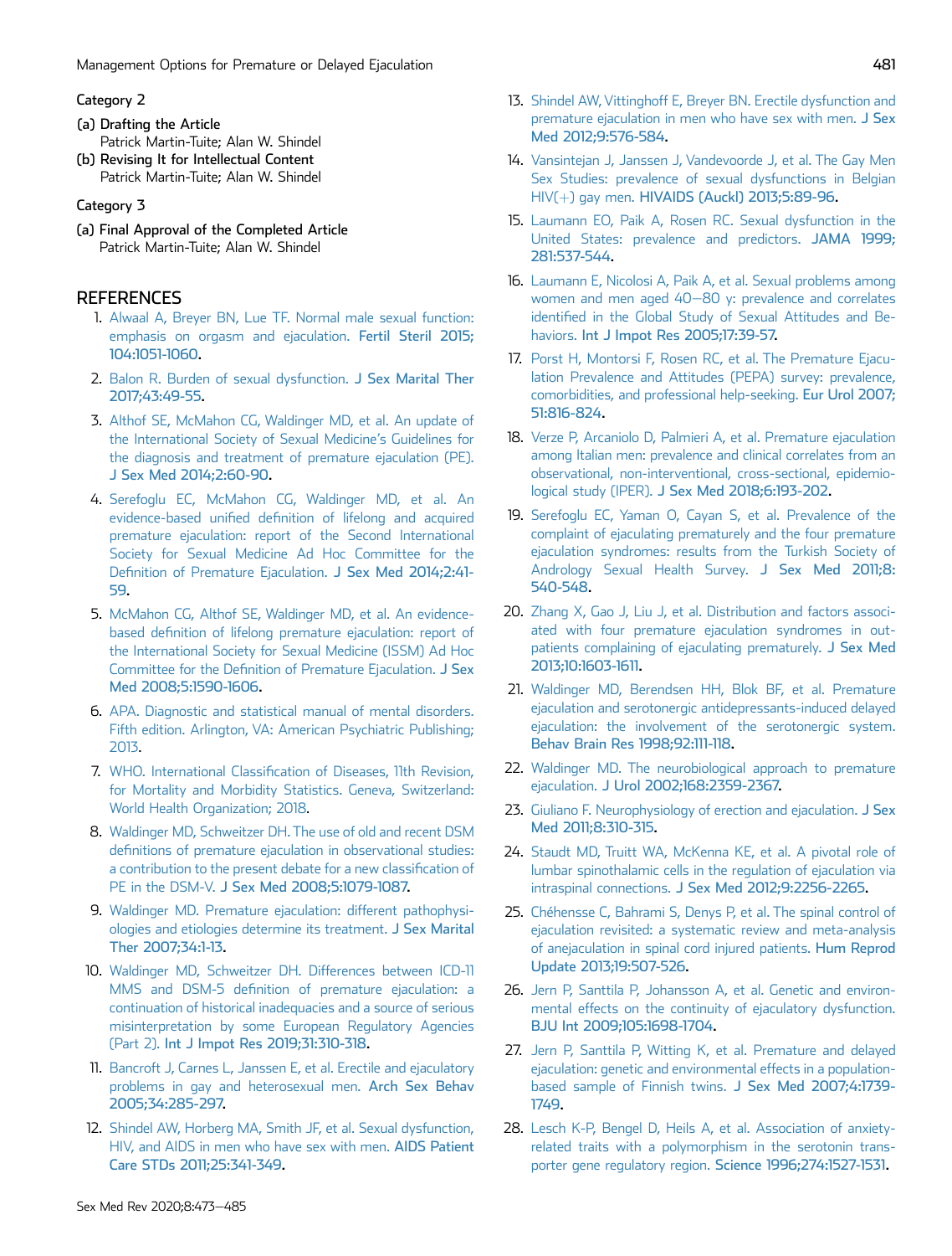Category 2

(a) Drafting the Article
Patrick Martin-Tuite; Alan W. Shindel

(b) Revising It for Intellectual Content
Patrick Martin-Tuite; Alan W. Shindel

Category 3

(a) Final Approval of the Completed Article
Patrick Martin-Tuite; Alan W. Shindel

## REFERENCES

1. Alwaal A, Breyer BN, Lue TF. Normal male sexual function: emphasis on orgasm and ejaculation. Fertil Steril 2015;104:1051-1060.
2. Balon R. Burden of sexual dysfunction. J Sex Marital Ther 2017;43:49-55.
3. Althof SE, McMahon CG, Waldinger MD, et al. An update of the International Society of Sexual Medicine's Guidelines for the diagnosis and treatment of premature ejaculation (PE). J Sex Med 2014;2:60-90.
4. Serefoglu EC, McMahon CG, Waldinger MD, et al. An evidence-based unified definition of lifelong and acquired premature ejaculation: report of the Second International Society for Sexual Medicine Ad Hoc Committee for the Definition of Premature Ejaculation. J Sex Med 2014;2:41-59.
5. McMahon CG, Althof SE, Waldinger MD, et al. An evidence-based definition of lifelong premature ejaculation: report of the International Society for Sexual Medicine (ISSM) Ad Hoc Committee for the Definition of Premature Ejaculation. J Sex Med 2008;5:1590-1606.
6. APA. Diagnostic and statistical manual of mental disorders. Fifth edition. Arlington, VA: American Psychiatric Publishing; 2013.
7. WHO. International Classification of Diseases, 11th Revision, for Mortality and Morbidity Statistics. Geneva, Switzerland: World Health Organization; 2018.
8. Waldinger MD, Schweitzer DH. The use of old and recent DSM definitions of premature ejaculation in observational studies: a contribution to the present debate for a new classification of PE in the DSM-V. J Sex Med 2008;5:1079-1087.
9. Waldinger MD. Premature ejaculation: different pathophysiologies and etiologies determine its treatment. J Sex Marital Ther 2007;34:1-13.
10. Waldinger MD, Schweitzer DH. Differences between ICD-11 MMS and DSM-5 definition of premature ejaculation: a continuation of historical inadequacies and a source of serious misinterpretation by some European Regulatory Agencies (Part 2). Int J Impot Res 2019;31:310-318.
11. Bancroft J, Carnes L, Janssen E, et al. Erectile and ejaculatory problems in gay and heterosexual men. Arch Sex Behav 2005;34:285-297.
12. Shindel AW, Horberg MA, Smith JF, et al. Sexual dysfunction, HIV, and AIDS in men who have sex with men. AIDS Patient Care STDs 2011;25:341-349.
13. Shindel AW, Vittinghoff E, Breyer BN. Erectile dysfunction and premature ejaculation in men who have sex with men. J Sex Med 2012;9:576-584.
14. Vansintejan J, Janssen J, Vandevoorde J, et al. The Gay Men Sex Studies: prevalence of sexual dysfunctions in Belgian HIV(+) gay men. HIVAIDS (Auckl) 2013;5:89-96.
15. Laumann EO, Paik A, Rosen RC. Sexual dysfunction in the United States: prevalence and predictors. JAMA 1999;281:537-544.
16. Laumann E, Nicolosi A, Paik A, et al. Sexual problems among women and men aged 40–80 y: prevalence and correlates identified in the Global Study of Sexual Attitudes and Behaviors. Int J Impot Res 2005;17:39-57.
17. Porst H, Montorsi F, Rosen RC, et al. The Premature Ejaculation Prevalence and Attitudes (PEPA) survey: prevalence, comorbidities, and professional help-seeking. Eur Urol 2007;51:816-824.
18. Verze P, Arcaniolo D, Palmieri A, et al. Premature ejaculation among Italian men: prevalence and clinical correlates from an observational, non-interventional, cross-sectional, epidemiological study (IPER). J Sex Med 2018;6:193-202.
19. Serefoglu EC, Yaman O, Cayan S, et al. Prevalence of the complaint of ejaculating prematurely and the four premature ejaculation syndromes: results from the Turkish Society of Andrology Sexual Health Survey. J Sex Med 2011;8:540-548.
20. Zhang X, Gao J, Liu J, et al. Distribution and factors associated with four premature ejaculation syndromes in outpatients complaining of ejaculating prematurely. J Sex Med 2013;10:1603-1611.
21. Waldinger MD, Berendsen HH, Blok BF, et al. Premature ejaculation and serotonergic antidepressants-induced delayed ejaculation: the involvement of the serotonergic system. Behav Brain Res 1998;92:111-118.
22. Waldinger MD. The neurobiological approach to premature ejaculation. J Urol 2002;168:2359-2367.
23. Giuliano F. Neurophysiology of erection and ejaculation. J Sex Med 2011;8:310-315.
24. Staudt MD, Truitt WA, McKenna KE, et al. A pivotal role of lumbar spinothalamic cells in the regulation of ejaculation via intraspinal connections. J Sex Med 2012;9:2256-2265.
25. Chéhensse C, Bahrami S, Denys P, et al. The spinal control of ejaculation revisited: a systematic review and meta-analysis of anejaculation in spinal cord injured patients. Hum Reprod Update 2013;19:507-526.
26. Jern P, Santtila P, Johansson A, et al. Genetic and environmental effects on the continuity of ejaculatory dysfunction. BJU Int 2009;105:1698-1704.
27. Jern P, Santtila P, Witting K, et al. Premature and delayed ejaculation: genetic and environmental effects in a population-based sample of Finnish twins. J Sex Med 2007;4:1739-1749.
28. Lesch K-P, Bengel D, Heils A, et al. Association of anxiety-related traits with a polymorphism in the serotonin transporter gene regulatory region. Science 1996;274:1527-1531.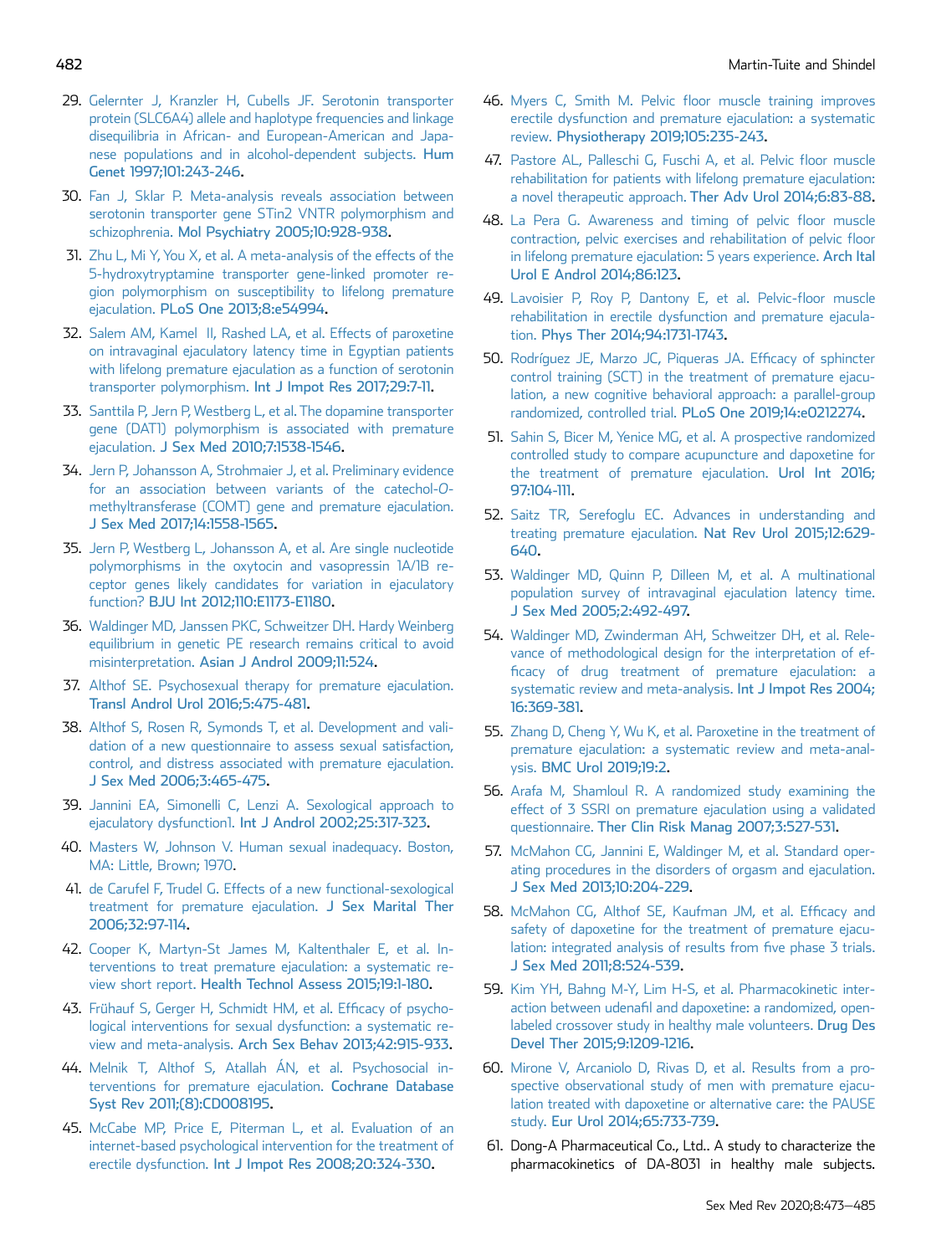29. Gelernter J, Kranzler H, Cubells JF. Serotonin transporter protein (SLC6A4) allele and haplotype frequencies and linkage disequilibria in African- and European-American and Japanese populations and in alcohol-dependent subjects. Hum Genet 1997;101:243-246.
30. Fan J, Sklar P. Meta-analysis reveals association between serotonin transporter gene STin2 VNTR polymorphism and schizophrenia. Mol Psychiatry 2005;10:928-938.
31. Zhu L, Mi Y, You X, et al. A meta-analysis of the effects of the 5-hydroxytryptamine transporter gene-linked promoter region polymorphism on susceptibility to lifelong premature ejaculation. PLoS One 2013;8:e54994.
32. Salem AM, Kamel II, Rashed LA, et al. Effects of paroxetine on intravaginal ejaculatory latency time in Egyptian patients with lifelong premature ejaculation as a function of serotonin transporter polymorphism. Int J Impot Res 2017;29:7-11.
33. Santtila P, Jern P, Westberg L, et al. The dopamine transporter gene (DAT1) polymorphism is associated with premature ejaculation. J Sex Med 2010;7:1538-1546.
34. Jern P, Johansson A, Strohmaier J, et al. Preliminary evidence for an association between variants of the catechol-O-methyltransferase (COMT) gene and premature ejaculation. J Sex Med 2017;14:1558-1565.
35. Jern P, Westberg L, Johansson A, et al. Are single nucleotide polymorphisms in the oxytocin and vasopressin 1A/1B receptor genes likely candidates for variation in ejaculatory function? BJU Int 2012;110:E1173-E1180.
36. Waldinger MD, Janssen PKC, Schweitzer DH. Hardy Weinberg equilibrium in genetic PE research remains critical to avoid misinterpretation. Asian J Androl 2009;11:524.
37. Althof SE. Psychosexual therapy for premature ejaculation. Transl Androl Urol 2016;5:475-481.
38. Althof S, Rosen R, Symonds T, et al. Development and validation of a new questionnaire to assess sexual satisfaction, control, and distress associated with premature ejaculation. J Sex Med 2006;3:465-475.
39. Jannini EA, Simonelli C, Lenzi A. Sexological approach to ejaculatory dysfunction1. Int J Androl 2002;25:317-323.
40. Masters W, Johnson V. Human sexual inadequacy. Boston, MA: Little, Brown; 1970.
41. de Carufel F, Trudel G. Effects of a new functional-sexological treatment for premature ejaculation. J Sex Marital Ther 2006;32:97-114.
42. Cooper K, Martyn-St James M, Kaltenthaler E, et al. Interventions to treat premature ejaculation: a systematic review short report. Health Technol Assess 2015;19:1-180.
43. Frühauf S, Gerger H, Schmidt HM, et al. Efficacy of psychological interventions for sexual dysfunction: a systematic review and meta-analysis. Arch Sex Behav 2013;42:915-933.
44. Melnik T, Althof S, Atallah ÁN, et al. Psychosocial interventions for premature ejaculation. Cochrane Database Syst Rev 2011;(8):CD008195.
45. McCabe MP, Price E, Piterman L, et al. Evaluation of an internet-based psychological intervention for the treatment of erectile dysfunction. Int J Impot Res 2008;20:324-330.
46. Myers C, Smith M. Pelvic floor muscle training improves erectile dysfunction and premature ejaculation: a systematic review. Physiotherapy 2019;105:235-243.
47. Pastore AL, Palleschi G, Fuschi A, et al. Pelvic floor muscle rehabilitation for patients with lifelong premature ejaculation: a novel therapeutic approach. Ther Adv Urol 2014;6:83-88.
48. La Pera G. Awareness and timing of pelvic floor muscle contraction, pelvic exercises and rehabilitation of pelvic floor in lifelong premature ejaculation: 5 years experience. Arch Ital Urol E Androl 2014;86:123.
49. Lavoisier P, Roy P, Dantony E, et al. Pelvic-floor muscle rehabilitation in erectile dysfunction and premature ejaculation. Phys Ther 2014;94:1731-1743.
50. Rodríguez JE, Marzo JC, Piqueras JA. Efficacy of sphincter control training (SCT) in the treatment of premature ejaculation, a new cognitive behavioral approach: a parallel-group randomized, controlled trial. PLoS One 2019;14:e0212274.
51. Sahin S, Bicer M, Yenice MG, et al. A prospective randomized controlled study to compare acupuncture and dapoxetine for the treatment of premature ejaculation. Urol Int 2016;97:104-111.
52. Saitz TR, Serefoglu EC. Advances in understanding and treating premature ejaculation. Nat Rev Urol 2015;12:629-640.
53. Waldinger MD, Quinn P, Dilleen M, et al. A multinational population survey of intravaginal ejaculation latency time. J Sex Med 2005;2:492-497.
54. Waldinger MD, Zwinderman AH, Schweitzer DH, et al. Relevance of methodological design for the interpretation of efficacy of drug treatment of premature ejaculation: a systematic review and meta-analysis. Int J Impot Res 2004;16:369-381.
55. Zhang D, Cheng Y, Wu K, et al. Paroxetine in the treatment of premature ejaculation: a systematic review and meta-analysis. BMC Urol 2019;19:2.
56. Arafa M, Shamloul R. A randomized study examining the effect of 3 SSRI on premature ejaculation using a validated questionnaire. Ther Clin Risk Manag 2007;3:527-531.
57. McMahon CG, Jannini E, Waldinger M, et al. Standard operating procedures in the disorders of orgasm and ejaculation. J Sex Med 2013;10:204-229.
58. McMahon CG, Althof SE, Kaufman JM, et al. Efficacy and safety of dapoxetine for the treatment of premature ejaculation: integrated analysis of results from five phase 3 trials. J Sex Med 2011;8:524-539.
59. Kim YH, Bahng M-Y, Lim H-S, et al. Pharmacokinetic interaction between udenafil and dapoxetine: a randomized, open-labeled crossover study in healthy male volunteers. Drug Des Devel Ther 2015;9:1209-1216.
60. Mirone V, Arcaniolo D, Rivas D, et al. Results from a prospective observational study of men with premature ejaculation treated with dapoxetine or alternative care: the PAUSE study. Eur Urol 2014;65:733-739.
61. Dong-A Pharmaceutical Co., Ltd.. A study to characterize the pharmacokinetics of DA-8031 in healthy male subjects.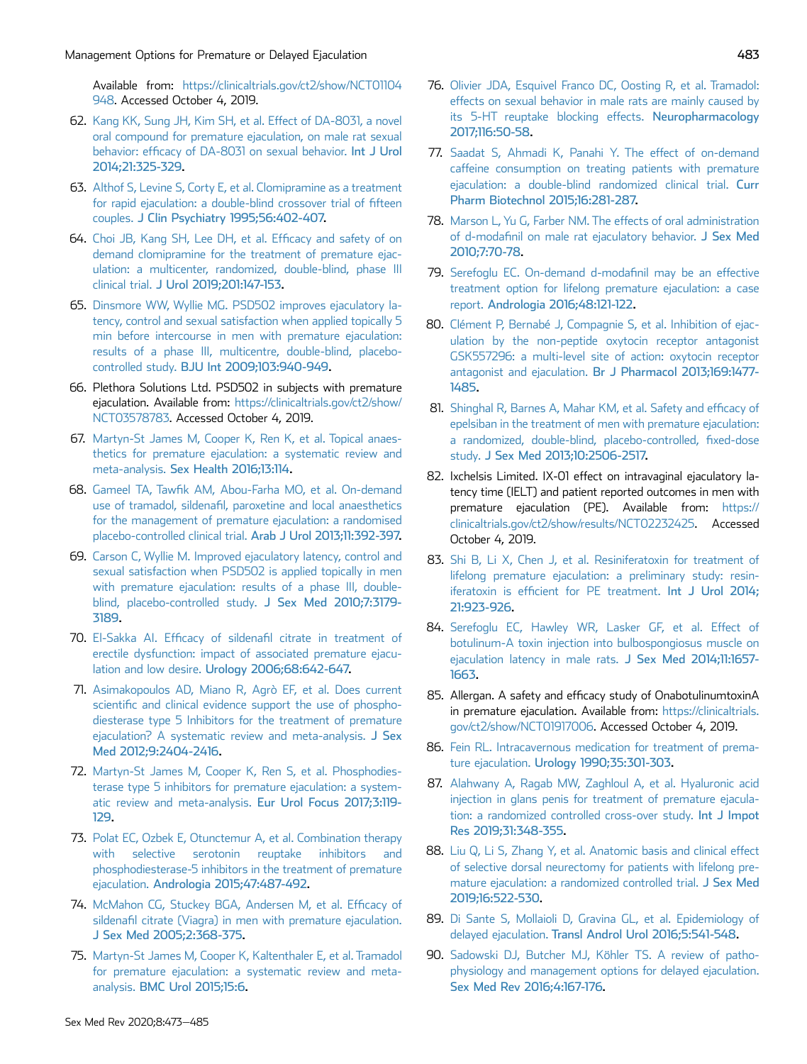Available from: https://clinicaltrials.gov/ct2/show/NCT01104948. Accessed October 4, 2019.

62. Kang KK, Sung JH, Kim SH, et al. Effect of DA-8031, a novel oral compound for premature ejaculation, on male rat sexual behavior: efficacy of DA-8031 on sexual behavior. Int J Urol 2014;21:325-329.
63. Althof S, Levine S, Corty E, et al. Clomipramine as a treatment for rapid ejaculation: a double-blind crossover trial of fifteen couples. J Clin Psychiatry 1995;56:402-407.
64. Choi JB, Kang SH, Lee DH, et al. Efficacy and safety of on demand clomipramine for the treatment of premature ejaculation: a multicenter, randomized, double-blind, phase III clinical trial. J Urol 2019;201:147-153.
65. Dinsmore WW, Wyllie MG. PSD502 improves ejaculatory latency, control and sexual satisfaction when applied topically 5 min before intercourse in men with premature ejaculation: results of a phase III, multicentre, double-blind, placebo-controlled study. BJU Int 2009;103:940-949.
66. Plethora Solutions Ltd. PSD502 in subjects with premature ejaculation. Available from: https://clinicaltrials.gov/ct2/show/NCT03578783. Accessed October 4, 2019.
67. Martyn-St James M, Cooper K, Ren K, et al. Topical anaesthetics for premature ejaculation: a systematic review and meta-analysis. Sex Health 2016;13:114.
68. Gameel TA, Tawfik AM, Abou-Farha MO, et al. On-demand use of tramadol, sildenafil, paroxetine and local anaesthetics for the management of premature ejaculation: a randomised placebo-controlled clinical trial. Arab J Urol 2013;11:392-397.
69. Carson C, Wyllie M. Improved ejaculatory latency, control and sexual satisfaction when PSD502 is applied topically in men with premature ejaculation: results of a phase III, double-blind, placebo-controlled study. J Sex Med 2010;7:3179-3189.
70. El-Sakka AI. Efficacy of sildenafil citrate in treatment of erectile dysfunction: impact of associated premature ejaculation and low desire. Urology 2006;68:642-647.
71. Asimakopoulos AD, Miano R, Agrò EF, et al. Does current scientific and clinical evidence support the use of phosphodiesterase type 5 Inhibitors for the treatment of premature ejaculation? A systematic review and meta-analysis. J Sex Med 2012;9:2404-2416.
72. Martyn-St James M, Cooper K, Ren S, et al. Phosphodiesterase type 5 inhibitors for premature ejaculation: a systematic review and meta-analysis. Eur Urol Focus 2017;3:119-129.
73. Polat EC, Ozbek E, Otunctemur A, et al. Combination therapy with selective serotonin reuptake inhibitors and phosphodiesterase-5 inhibitors in the treatment of premature ejaculation. Andrologia 2015;47:487-492.
74. McMahon CG, Stuckey BGA, Andersen M, et al. Efficacy of sildenafil citrate (Viagra) in men with premature ejaculation. J Sex Med 2005;2:368-375.
75. Martyn-St James M, Cooper K, Kaltenthaler E, et al. Tramadol for premature ejaculation: a systematic review and meta-analysis. BMC Urol 2015;15:6.
76. Olivier JDA, Esquivel Franco DC, Oosting R, et al. Tramadol: effects on sexual behavior in male rats are mainly caused by its 5-HT reuptake blocking effects. Neuropharmacology 2017;116:50-58.
77. Saadat S, Ahmadi K, Panahi Y. The effect of on-demand caffeine consumption on treating patients with premature ejaculation: a double-blind randomized clinical trial. Curr Pharm Biotechnol 2015;16:281-287.
78. Marson L, Yu G, Farber NM. The effects of oral administration of d-modafinil on male rat ejaculatory behavior. J Sex Med 2010;7:70-78.
79. Serefoglu EC. On-demand d-modafinil may be an effective treatment option for lifelong premature ejaculation: a case report. Andrologia 2016;48:121-122.
80. Clément P, Bernabé J, Compagnie S, et al. Inhibition of ejaculation by the non-peptide oxytocin receptor antagonist GSK557296: a multi-level site of action: oxytocin receptor antagonist and ejaculation. Br J Pharmacol 2013;169:1477-1485.
81. Shinghal R, Barnes A, Mahar KM, et al. Safety and efficacy of epelsiban in the treatment of men with premature ejaculation: a randomized, double-blind, placebo-controlled, fixed-dose study. J Sex Med 2013;10:2506-2517.
82. Ixchelsis Limited. IX-01 effect on intravaginal ejaculatory latency time (IELT) and patient reported outcomes in men with premature ejaculation (PE). Available from: https://clinicaltrials.gov/ct2/show/results/NCT02232425. Accessed October 4, 2019.
83. Shi B, Li X, Chen J, et al. Resiniferatoxin for treatment of lifelong premature ejaculation: a preliminary study: resiniferatoxin is efficient for PE treatment. Int J Urol 2014;21:923-926.
84. Serefoglu EC, Hawley WR, Lasker GF, et al. Effect of botulinum-A toxin injection into bulbospongiosus muscle on ejaculation latency in male rats. J Sex Med 2014;11:1657-1663.
85. Allergan. A safety and efficacy study of OnabotulinumtoxinA in premature ejaculation. Available from: https://clinicaltrials.gov/ct2/show/NCT01917006. Accessed October 4, 2019.
86. Fein RL. Intracavernous medication for treatment of premature ejaculation. Urology 1990;35:301-303.
87. Alahwany A, Ragab MW, Zaghloul A, et al. Hyaluronic acid injection in glans penis for treatment of premature ejaculation: a randomized controlled cross-over study. Int J Impot Res 2019;31:348-355.
88. Liu Q, Li S, Zhang Y, et al. Anatomic basis and clinical effect of selective dorsal neurectomy for patients with lifelong premature ejaculation: a randomized controlled trial. J Sex Med 2019;16:522-530.
89. Di Sante S, Mollaioli D, Gravina GL, et al. Epidemiology of delayed ejaculation. Transl Androl Urol 2016;5:541-548.
90. Sadowski DJ, Butcher MJ, Köhler TS. A review of pathophysiology and management options for delayed ejaculation. Sex Med Rev 2016;4:167-176.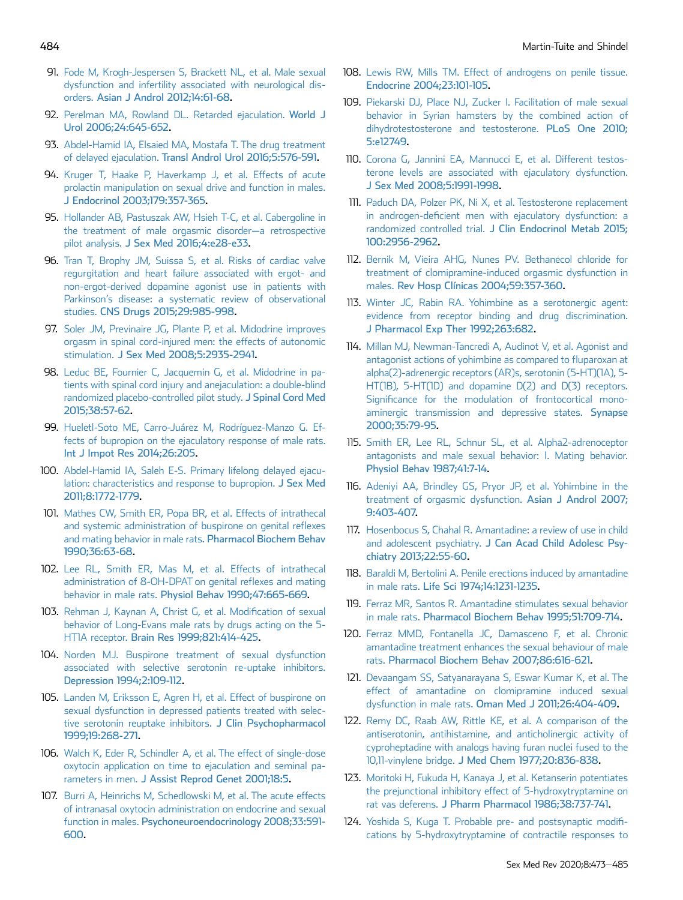91. Fode M, Krogh-Jespersen S, Brackett NL, et al. Male sexual dysfunction and infertility associated with neurological disorders. Asian J Androl 2012;14:61-68.
92. Perelman MA, Rowland DL. Retarded ejaculation. World J Urol 2006;24:645-652.
93. Abdel-Hamid IA, Elsaied MA, Mostafa T. The drug treatment of delayed ejaculation. Transl Androl Urol 2016;5:576-591.
94. Kruger T, Haake P, Haverkamp J, et al. Effects of acute prolactin manipulation on sexual drive and function in males. J Endocrinol 2003;179:357-365.
95. Hollander AB, Pastuszak AW, Hsieh T-C, et al. Cabergoline in the treatment of male orgasmic disorder—a retrospective pilot analysis. J Sex Med 2016;4:e28-e33.
96. Tran T, Brophy JM, Suissa S, et al. Risks of cardiac valve regurgitation and heart failure associated with ergot- and non-ergot-derived dopamine agonist use in patients with Parkinson's disease: a systematic review of observational studies. CNS Drugs 2015;29:985-998.
97. Soler JM, Previnaire JG, Plante P, et al. Midodrine improves orgasm in spinal cord-injured men: the effects of autonomic stimulation. J Sex Med 2008;5:2935-2941.
98. Leduc BE, Fournier C, Jacquemin G, et al. Midodrine in patients with spinal cord injury and anejaculation: a double-blind randomized placebo-controlled pilot study. J Spinal Cord Med 2015;38:57-62.
99. Hueletl-Soto ME, Carro-Juárez M, Rodríguez-Manzo G. Effects of bupropion on the ejaculatory response of male rats. Int J Impot Res 2014;26:205.
100. Abdel-Hamid IA, Saleh E-S. Primary lifelong delayed ejaculation: characteristics and response to bupropion. J Sex Med 2011;8:1772-1779.
101. Mathes CW, Smith ER, Popa BR, et al. Effects of intrathecal and systemic administration of buspirone on genital reflexes and mating behavior in male rats. Pharmacol Biochem Behav 1990;36:63-68.
102. Lee RL, Smith ER, Mas M, et al. Effects of intrathecal administration of 8-OH-DPAT on genital reflexes and mating behavior in male rats. Physiol Behav 1990;47:665-669.
103. Rehman J, Kaynan A, Christ G, et al. Modification of sexual behavior of Long-Evans male rats by drugs acting on the 5-HT1A receptor. Brain Res 1999;821:414-425.
104. Norden MJ. Buspirone treatment of sexual dysfunction associated with selective serotonin re-uptake inhibitors. Depression 1994;2:109-112.
105. Landen M, Eriksson E, Agren H, et al. Effect of buspirone on sexual dysfunction in depressed patients treated with selective serotonin reuptake inhibitors. J Clin Psychopharmacol 1999;19:268-271.
106. Walch K, Eder R, Schindler A, et al. The effect of single-dose oxytocin application on time to ejaculation and seminal parameters in men. J Assist Reprod Genet 2001;18:5.
107. Burri A, Heinrichs M, Schedlowski M, et al. The acute effects of intranasal oxytocin administration on endocrine and sexual function in males. Psychoneuroendocrinology 2008;33:591-600.
108. Lewis RW, Mills TM. Effect of androgens on penile tissue. Endocrine 2004;23:101-105.
109. Piekarski DJ, Place NJ, Zucker I. Facilitation of male sexual behavior in Syrian hamsters by the combined action of dihydrotestosterone and testosterone. PLoS One 2010;5:e12749.
110. Corona G, Jannini EA, Mannucci E, et al. Different testosterone levels are associated with ejaculatory dysfunction. J Sex Med 2008;5:1991-1998.
111. Paduch DA, Polzer PK, Ni X, et al. Testosterone replacement in androgen-deficient men with ejaculatory dysfunction: a randomized controlled trial. J Clin Endocrinol Metab 2015;100:2956-2962.
112. Bernik M, Vieira AHG, Nunes PV. Bethanecol chloride for treatment of clomipramine-induced orgasmic dysfunction in males. Rev Hosp Clínicas 2004;59:357-360.
113. Winter JC, Rabin RA. Yohimbine as a serotonergic agent: evidence from receptor binding and drug discrimination. J Pharmacol Exp Ther 1992;263:682.
114. Millan MJ, Newman-Tancredi A, Audinot V, et al. Agonist and antagonist actions of yohimbine as compared to fluparoxan at alpha(2)-adrenergic receptors (AR)s, serotonin (5-HT)(1A), 5-HT(1B), 5-HT(1D) and dopamine D(2) and D(3) receptors. Significance for the modulation of frontocortical monoaminergic transmission and depressive states. Synapse 2000;35:79-95.
115. Smith ER, Lee RL, Schnur SL, et al. Alpha2-adrenoceptor antagonists and male sexual behavior: I. Mating behavior. Physiol Behav 1987;41:7-14.
116. Adeniyi AA, Brindley GS, Pryor JP, et al. Yohimbine in the treatment of orgasmic dysfunction. Asian J Androl 2007;9:403-407.
117. Hosenbocus S, Chahal R. Amantadine: a review of use in child and adolescent psychiatry. J Can Acad Child Adolesc Psychiatry 2013;22:55-60.
118. Baraldi M, Bertolini A. Penile erections induced by amantadine in male rats. Life Sci 1974;14:1231-1235.
119. Ferraz MR, Santos R. Amantadine stimulates sexual behavior in male rats. Pharmacol Biochem Behav 1995;51:709-714.
120. Ferraz MMD, Fontanella JC, Damasceno F, et al. Chronic amantadine treatment enhances the sexual behaviour of male rats. Pharmacol Biochem Behav 2007;86:616-621.
121. Devaangam SS, Satyanarayana S, Eswar Kumar K, et al. The effect of amantadine on clomipramine induced sexual dysfunction in male rats. Oman Med J 2011;26:404-409.
122. Remy DC, Raab AW, Rittle KE, et al. A comparison of the antiserotonin, antihistamine, and anticholinergic activity of cyproheptadine with analogs having furan nuclei fused to the 10,11-vinylene bridge. J Med Chem 1977;20:836-838.
123. Moritoki H, Fukuda H, Kanaya J, et al. Ketanserin potentiates the prejunctional inhibitory effect of 5-hydroxytryptamine on rat vas deferens. J Pharm Pharmacol 1986;38:737-741.
124. Yoshida S, Kuga T. Probable pre- and postsynaptic modifications by 5-hydroxytryptamine of contractile responses to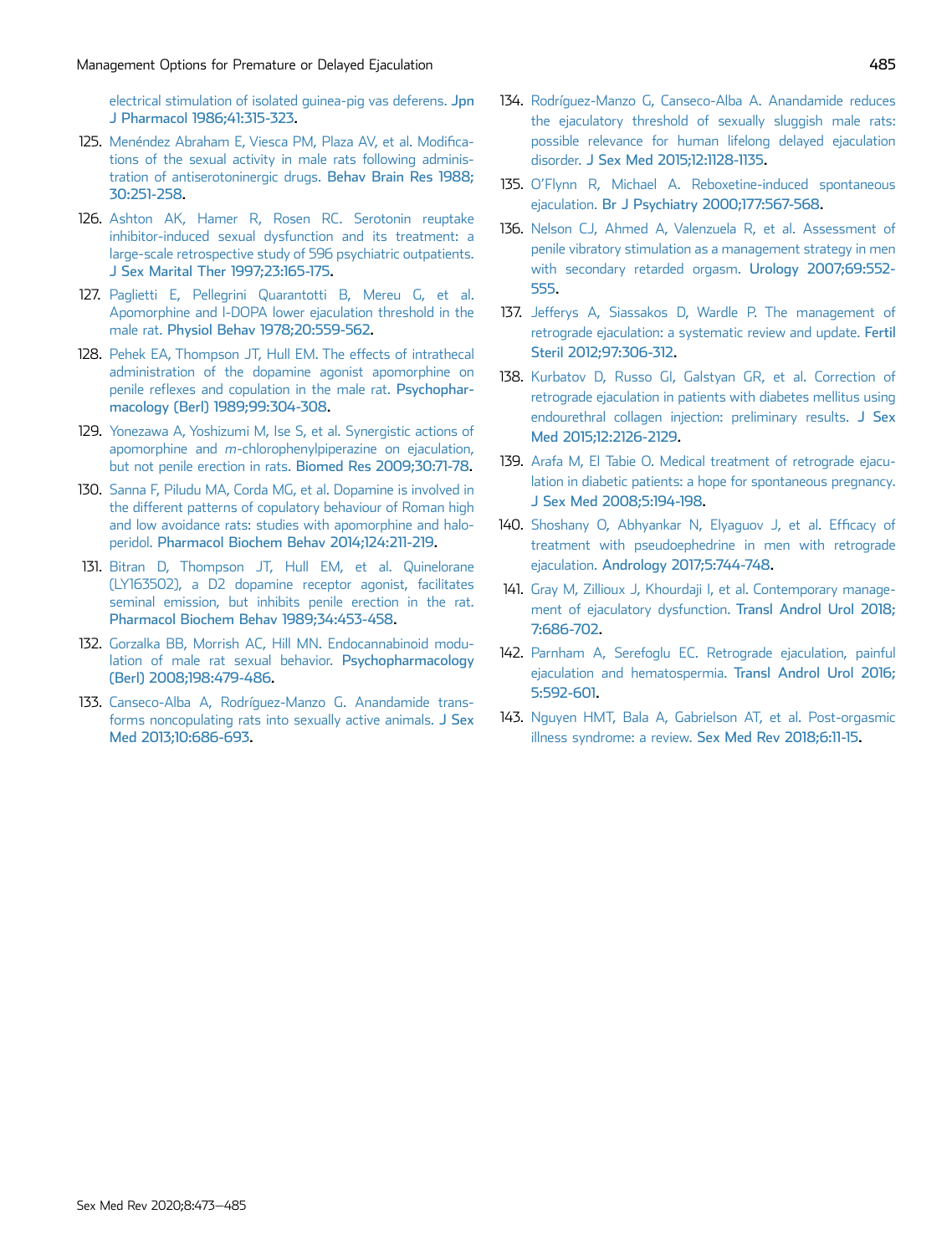electrical stimulation of isolated guinea-pig vas deferens. Jpn J Pharmacol 1986;41:315-323.

125. Menéndez Abraham E, Viesca PM, Plaza AV, et al. Modifications of the sexual activity in male rats following administration of antiserotoninergic drugs. Behav Brain Res 1988;30:251-258.

126. Ashton AK, Hamer R, Rosen RC. Serotonin reuptake inhibitor-induced sexual dysfunction and its treatment: a large-scale retrospective study of 596 psychiatric outpatients. J Sex Marital Ther 1997;23:165-175.

127. Paglietti E, Pellegrini Quarantotti B, Mereu G, et al. Apomorphine and l-DOPA lower ejaculation threshold in the male rat. Physiol Behav 1978;20:559-562.

128. Pehek EA, Thompson JT, Hull EM. The effects of intrathecal administration of the dopamine agonist apomorphine on penile reflexes and copulation in the male rat. Psychopharmacology (Berl) 1989;99:304-308.

129. Yonezawa A, Yoshizumi M, Ise S, et al. Synergistic actions of apomorphine and *m*-chlorophenylpiperazine on ejaculation, but not penile erection in rats. Biomed Res 2009;30:71-78.

130. Sanna F, Piludu MA, Corda MG, et al. Dopamine is involved in the different patterns of copulatory behaviour of Roman high and low avoidance rats: studies with apomorphine and haloperidol. Pharmacol Biochem Behav 2014;124:211-219.

131. Bitran D, Thompson JT, Hull EM, et al. Quinelorane (LY163502), a D2 dopamine receptor agonist, facilitates seminal emission, but inhibits penile erection in the rat. Pharmacol Biochem Behav 1989;34:453-458.

132. Gorzalka BB, Morrish AC, Hill MN. Endocannabinoid modulation of male rat sexual behavior. Psychopharmacology (Berl) 2008;198:479-486.

133. Canseco-Alba A, Rodríguez-Manzo G. Anandamide transforms noncopulating rats into sexually active animals. J Sex Med 2013;10:686-693.

134. Rodríguez-Manzo G, Canseco-Alba A. Anandamide reduces the ejaculatory threshold of sexually sluggish male rats: possible relevance for human lifelong delayed ejaculation disorder. J Sex Med 2015;12:1128-1135.

135. O'Flynn R, Michael A. Reboxetine-induced spontaneous ejaculation. Br J Psychiatry 2000;177:567-568.

136. Nelson CJ, Ahmed A, Valenzuela R, et al. Assessment of penile vibratory stimulation as a management strategy in men with secondary retarded orgasm. Urology 2007;69:552-555.

137. Jefferys A, Siassakos D, Wardle P. The management of retrograde ejaculation: a systematic review and update. Fertil Steril 2012;97:306-312.

138. Kurbatov D, Russo GI, Galstyan GR, et al. Correction of retrograde ejaculation in patients with diabetes mellitus using endourethral collagen injection: preliminary results. J Sex Med 2015;12:2126-2129.

139. Arafa M, El Tabie O. Medical treatment of retrograde ejaculation in diabetic patients: a hope for spontaneous pregnancy. J Sex Med 2008;5:194-198.

140. Shoshany O, Abhyankar N, Elyaguov J, et al. Efficacy of treatment with pseudoephedrine in men with retrograde ejaculation. Andrology 2017;5:744-748.

141. Gray M, Zillioux J, Khourdaji I, et al. Contemporary management of ejaculatory dysfunction. Transl Androl Urol 2018;7:686-702.

142. Parnham A, Serefoglu EC. Retrograde ejaculation, painful ejaculation and hematospermia. Transl Androl Urol 2016;5:592-601.

143. Nguyen HMT, Bala A, Gabrielson AT, et al. Post-orgasmic illness syndrome: a review. Sex Med Rev 2018;6:11-15.